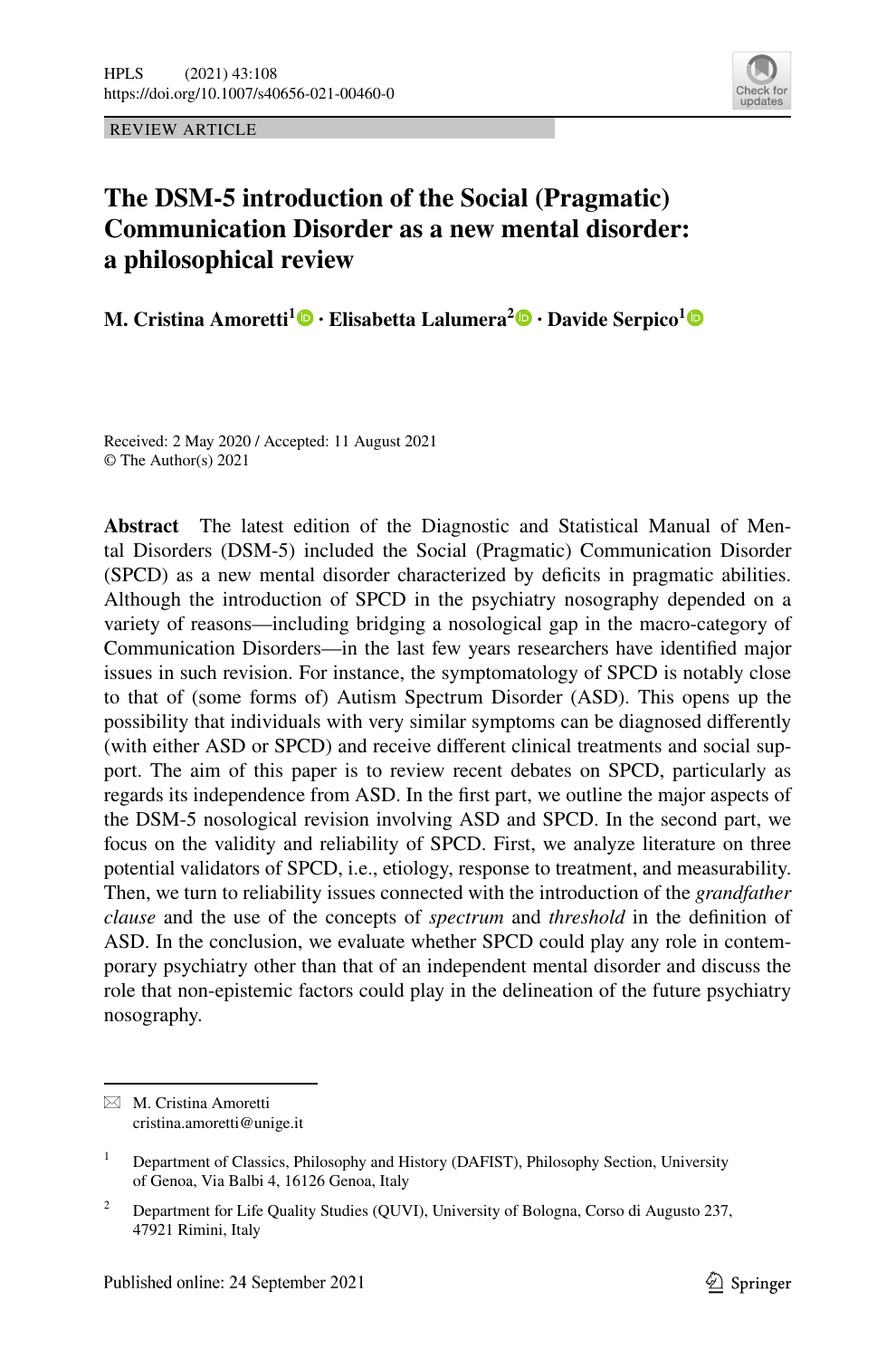REVIEW ARTICLE

# The DSM-5 introduction of the Social (Pragmatic) Communication Disorder as a new mental disorder: a philosophical review

**M. Cristina Amoretti[1] · Elisabetta Lalumera[2] · Davide Serpico[1]**

Received: 2 May 2020 / Accepted: 11 August 2021
© The Author(s) 2021

**Abstract** The latest edition of the Diagnostic and Statistical Manual of Mental Disorders (DSM-5) included the Social (Pragmatic) Communication Disorder (SPCD) as a new mental disorder characterized by deficits in pragmatic abilities. Although the introduction of SPCD in the psychiatry nosography depended on a variety of reasons—including bridging a nosological gap in the macro-category of Communication Disorders—in the last few years researchers have identified major issues in such revision. For instance, the symptomatology of SPCD is notably close to that of (some forms of) Autism Spectrum Disorder (ASD). This opens up the possibility that individuals with very similar symptoms can be diagnosed differently (with either ASD or SPCD) and receive different clinical treatments and social support. The aim of this paper is to review recent debates on SPCD, particularly as regards its independence from ASD. In the first part, we outline the major aspects of the DSM-5 nosological revision involving ASD and SPCD. In the second part, we focus on the validity and reliability of SPCD. First, we analyze literature on three potential validators of SPCD, i.e., etiology, response to treatment, and measurability. Then, we turn to reliability issues connected with the introduction of the *grandfather clause* and the use of the concepts of *spectrum* and *threshold* in the definition of ASD. In the conclusion, we evaluate whether SPCD could play any role in contemporary psychiatry other than that of an independent mental disorder and discuss the role that non-epistemic factors could play in the delineation of the future psychiatry nosography.

✉ M. Cristina Amoretti
cristina.amoretti@unige.it

[1] Department of Classics, Philosophy and History (DAFIST), Philosophy Section, University of Genoa, Via Balbi 4, 16126 Genoa, Italy

[2] Department for Life Quality Studies (QUVI), University of Bologna, Corso di Augusto 237, 47921 Rimini, Italy

Published online: 24 September 2021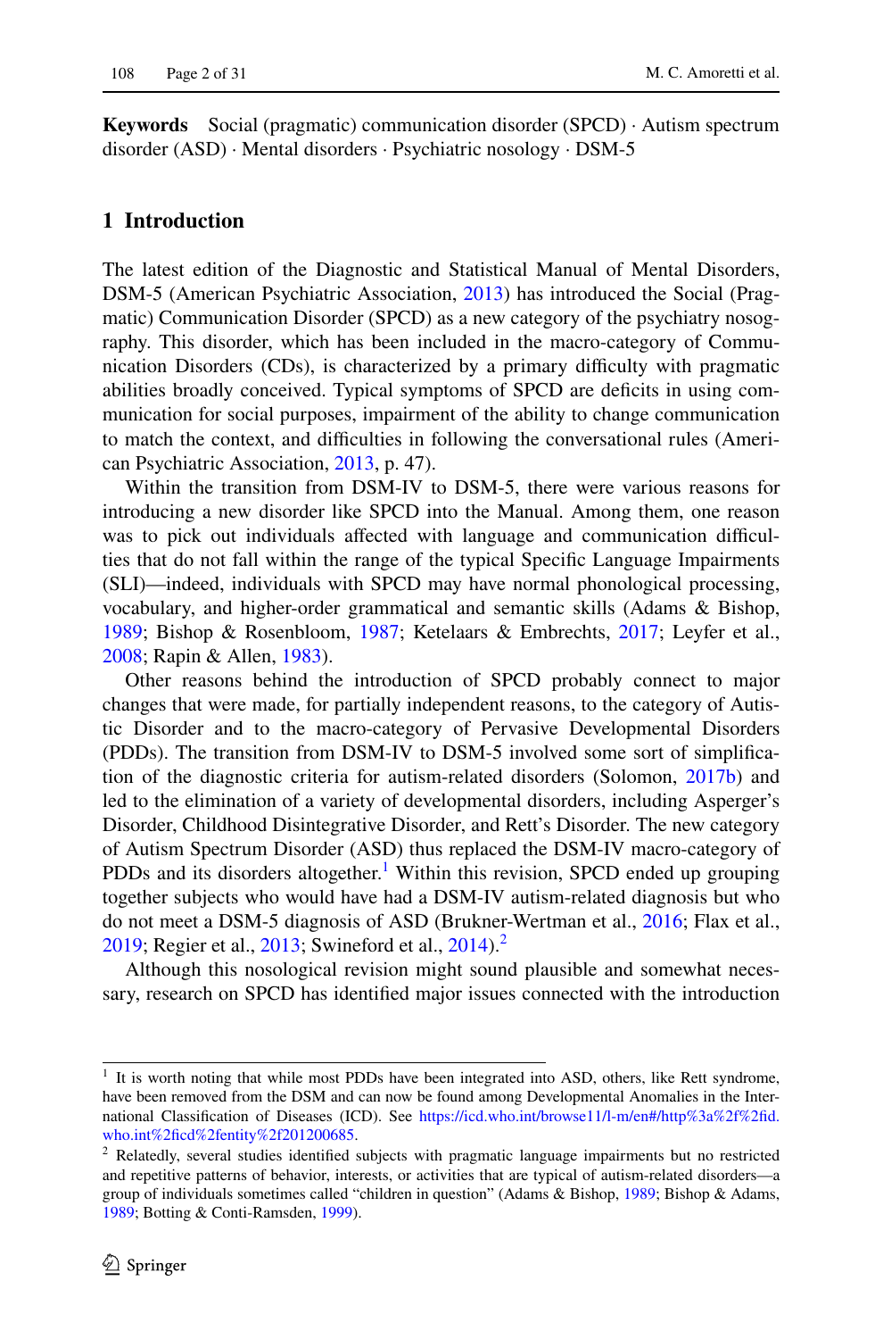**Keywords** Social (pragmatic) communication disorder (SPCD) · Autism spectrum disorder (ASD) · Mental disorders · Psychiatric nosology · DSM-5

## 1 Introduction

The latest edition of the Diagnostic and Statistical Manual of Mental Disorders, DSM-5 (American Psychiatric Association, 2013) has introduced the Social (Pragmatic) Communication Disorder (SPCD) as a new category of the psychiatry nosography. This disorder, which has been included in the macro-category of Communication Disorders (CDs), is characterized by a primary difficulty with pragmatic abilities broadly conceived. Typical symptoms of SPCD are deficits in using communication for social purposes, impairment of the ability to change communication to match the context, and difficulties in following the conversational rules (American Psychiatric Association, 2013, p. 47).

Within the transition from DSM-IV to DSM-5, there were various reasons for introducing a new disorder like SPCD into the Manual. Among them, one reason was to pick out individuals affected with language and communication difficulties that do not fall within the range of the typical Specific Language Impairments (SLI)—indeed, individuals with SPCD may have normal phonological processing, vocabulary, and higher-order grammatical and semantic skills (Adams & Bishop, 1989; Bishop & Rosenbloom, 1987; Ketelaars & Embrechts, 2017; Leyfer et al., 2008; Rapin & Allen, 1983).

Other reasons behind the introduction of SPCD probably connect to major changes that were made, for partially independent reasons, to the category of Autistic Disorder and to the macro-category of Pervasive Developmental Disorders (PDDs). The transition from DSM-IV to DSM-5 involved some sort of simplification of the diagnostic criteria for autism-related disorders (Solomon, 2017b) and led to the elimination of a variety of developmental disorders, including Asperger's Disorder, Childhood Disintegrative Disorder, and Rett's Disorder. The new category of Autism Spectrum Disorder (ASD) thus replaced the DSM-IV macro-category of PDDs and its disorders altogether.[1] Within this revision, SPCD ended up grouping together subjects who would have had a DSM-IV autism-related diagnosis but who do not meet a DSM-5 diagnosis of ASD (Brukner-Wertman et al., 2016; Flax et al., 2019; Regier et al., 2013; Swineford et al., 2014).[2]

Although this nosological revision might sound plausible and somewhat necessary, research on SPCD has identified major issues connected with the introduction

---

[1] It is worth noting that while most PDDs have been integrated into ASD, others, like Rett syndrome, have been removed from the DSM and can now be found among Developmental Anomalies in the International Classification of Diseases (ICD). See https://icd.who.int/browse11/l-m/en#/http%3a%2f%2fid.who.int%2ficd%2fentity%2f201200685.

[2] Relatedly, several studies identified subjects with pragmatic language impairments but no restricted and repetitive patterns of behavior, interests, or activities that are typical of autism-related disorders—a group of individuals sometimes called "children in question" (Adams & Bishop, 1989; Bishop & Adams, 1989; Botting & Conti-Ramsden, 1999).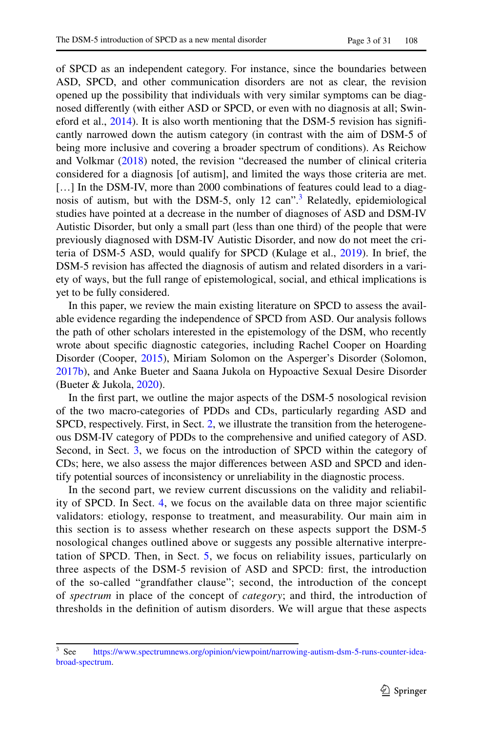of SPCD as an independent category. For instance, since the boundaries between ASD, SPCD, and other communication disorders are not as clear, the revision opened up the possibility that individuals with very similar symptoms can be diagnosed differently (with either ASD or SPCD, or even with no diagnosis at all; Swineford et al., 2014). It is also worth mentioning that the DSM-5 revision has significantly narrowed down the autism category (in contrast with the aim of DSM-5 of being more inclusive and covering a broader spectrum of conditions). As Reichow and Volkmar (2018) noted, the revision "decreased the number of clinical criteria considered for a diagnosis [of autism], and limited the ways those criteria are met. [...] In the DSM-IV, more than 2000 combinations of features could lead to a diagnosis of autism, but with the DSM-5, only 12 can".[3] Relatedly, epidemiological studies have pointed at a decrease in the number of diagnoses of ASD and DSM-IV Autistic Disorder, but only a small part (less than one third) of the people that were previously diagnosed with DSM-IV Autistic Disorder, and now do not meet the criteria of DSM-5 ASD, would qualify for SPCD (Kulage et al., 2019). In brief, the DSM-5 revision has affected the diagnosis of autism and related disorders in a variety of ways, but the full range of epistemological, social, and ethical implications is yet to be fully considered.

In this paper, we review the main existing literature on SPCD to assess the available evidence regarding the independence of SPCD from ASD. Our analysis follows the path of other scholars interested in the epistemology of the DSM, who recently wrote about specific diagnostic categories, including Rachel Cooper on Hoarding Disorder (Cooper, 2015), Miriam Solomon on the Asperger's Disorder (Solomon, 2017b), and Anke Bueter and Saana Jukola on Hypoactive Sexual Desire Disorder (Bueter & Jukola, 2020).

In the first part, we outline the major aspects of the DSM-5 nosological revision of the two macro-categories of PDDs and CDs, particularly regarding ASD and SPCD, respectively. First, in Sect. 2, we illustrate the transition from the heterogeneous DSM-IV category of PDDs to the comprehensive and unified category of ASD. Second, in Sect. 3, we focus on the introduction of SPCD within the category of CDs; here, we also assess the major differences between ASD and SPCD and identify potential sources of inconsistency or unreliability in the diagnostic process.

In the second part, we review current discussions on the validity and reliability of SPCD. In Sect. 4, we focus on the available data on three major scientific validators: etiology, response to treatment, and measurability. Our main aim in this section is to assess whether research on these aspects support the DSM-5 nosological changes outlined above or suggests any possible alternative interpretation of SPCD. Then, in Sect. 5, we focus on reliability issues, particularly on three aspects of the DSM-5 revision of ASD and SPCD: first, the introduction of the so-called "grandfather clause"; second, the introduction of the concept of *spectrum* in place of the concept of *category*; and third, the introduction of thresholds in the definition of autism disorders. We will argue that these aspects

[3] See https://www.spectrumnews.org/opinion/viewpoint/narrowing-autism-dsm-5-runs-counter-idea-broad-spectrum.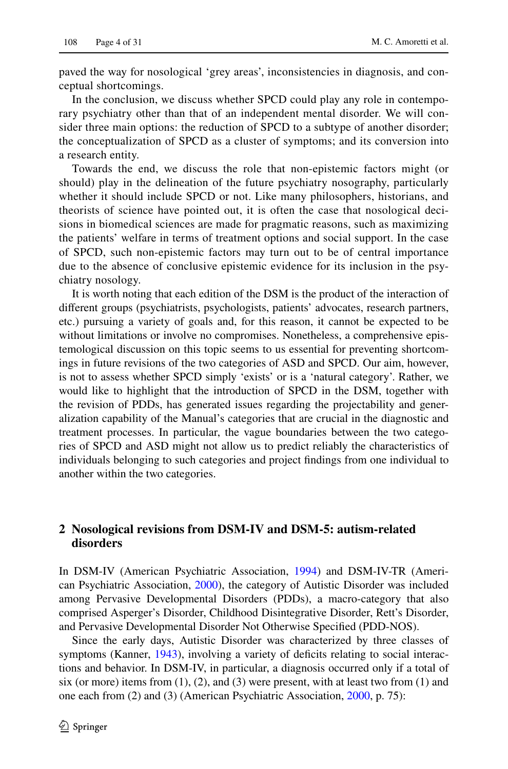paved the way for nosological 'grey areas', inconsistencies in diagnosis, and conceptual shortcomings.

In the conclusion, we discuss whether SPCD could play any role in contemporary psychiatry other than that of an independent mental disorder. We will consider three main options: the reduction of SPCD to a subtype of another disorder; the conceptualization of SPCD as a cluster of symptoms; and its conversion into a research entity.

Towards the end, we discuss the role that non-epistemic factors might (or should) play in the delineation of the future psychiatry nosography, particularly whether it should include SPCD or not. Like many philosophers, historians, and theorists of science have pointed out, it is often the case that nosological decisions in biomedical sciences are made for pragmatic reasons, such as maximizing the patients' welfare in terms of treatment options and social support. In the case of SPCD, such non-epistemic factors may turn out to be of central importance due to the absence of conclusive epistemic evidence for its inclusion in the psychiatry nosology.

It is worth noting that each edition of the DSM is the product of the interaction of different groups (psychiatrists, psychologists, patients' advocates, research partners, etc.) pursuing a variety of goals and, for this reason, it cannot be expected to be without limitations or involve no compromises. Nonetheless, a comprehensive epistemological discussion on this topic seems to us essential for preventing shortcomings in future revisions of the two categories of ASD and SPCD. Our aim, however, is not to assess whether SPCD simply 'exists' or is a 'natural category'. Rather, we would like to highlight that the introduction of SPCD in the DSM, together with the revision of PDDs, has generated issues regarding the projectability and generalization capability of the Manual's categories that are crucial in the diagnostic and treatment processes. In particular, the vague boundaries between the two categories of SPCD and ASD might not allow us to predict reliably the characteristics of individuals belonging to such categories and project findings from one individual to another within the two categories.

## 2 Nosological revisions from DSM-IV and DSM-5: autism-related disorders

In DSM-IV (American Psychiatric Association, 1994) and DSM-IV-TR (American Psychiatric Association, 2000), the category of Autistic Disorder was included among Pervasive Developmental Disorders (PDDs), a macro-category that also comprised Asperger's Disorder, Childhood Disintegrative Disorder, Rett's Disorder, and Pervasive Developmental Disorder Not Otherwise Specified (PDD-NOS).

Since the early days, Autistic Disorder was characterized by three classes of symptoms (Kanner, 1943), involving a variety of deficits relating to social interactions and behavior. In DSM-IV, in particular, a diagnosis occurred only if a total of six (or more) items from (1), (2), and (3) were present, with at least two from (1) and one each from (2) and (3) (American Psychiatric Association, 2000, p. 75):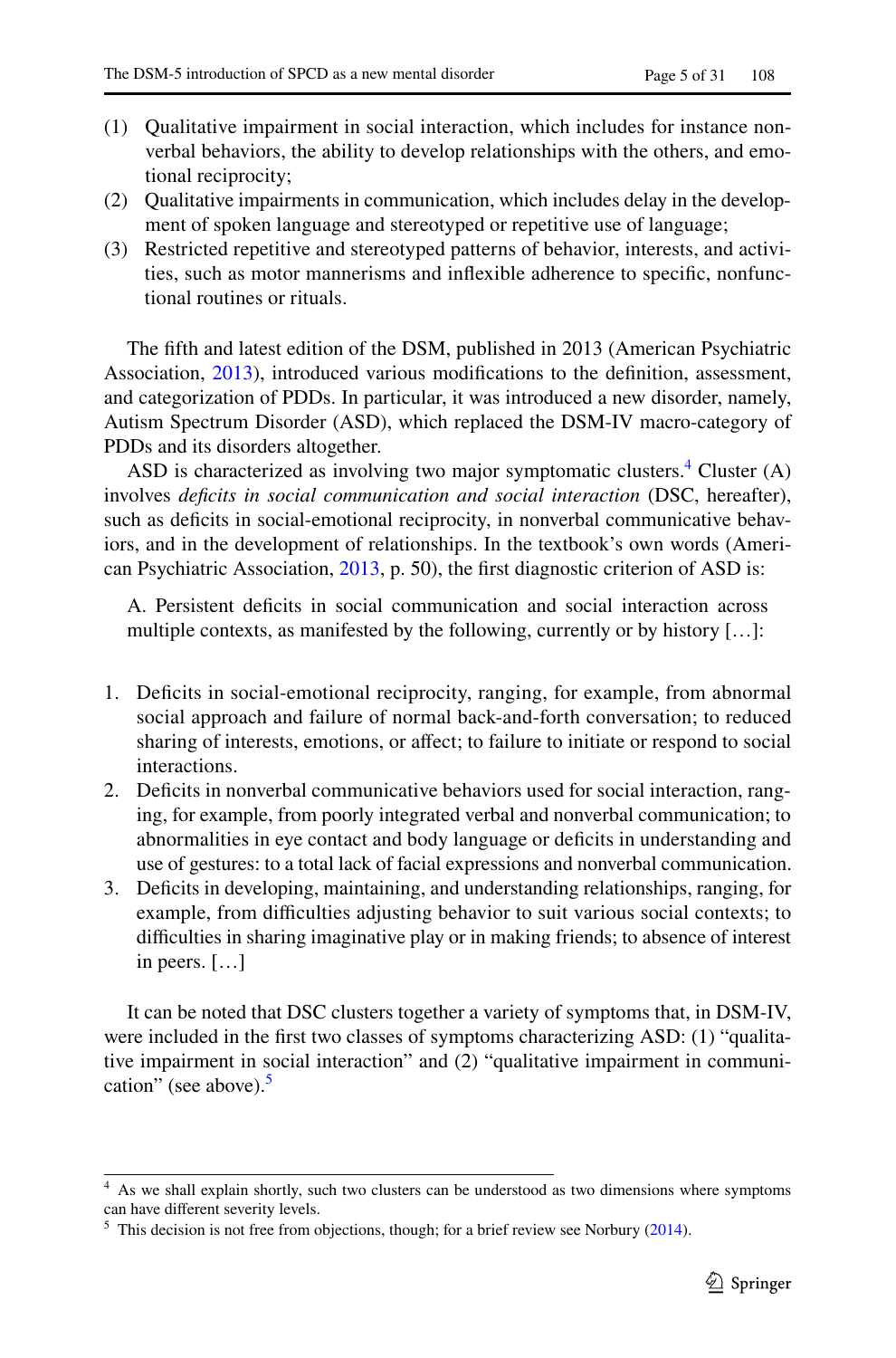(1) Qualitative impairment in social interaction, which includes for instance non-verbal behaviors, the ability to develop relationships with the others, and emotional reciprocity;
(2) Qualitative impairments in communication, which includes delay in the development of spoken language and stereotyped or repetitive use of language;
(3) Restricted repetitive and stereotyped patterns of behavior, interests, and activities, such as motor mannerisms and inflexible adherence to specific, nonfunctional routines or rituals.

The fifth and latest edition of the DSM, published in 2013 (American Psychiatric Association, 2013), introduced various modifications to the definition, assessment, and categorization of PDDs. In particular, it was introduced a new disorder, namely, Autism Spectrum Disorder (ASD), which replaced the DSM-IV macro-category of PDDs and its disorders altogether.

ASD is characterized as involving two major symptomatic clusters.[4] Cluster (A) involves *deficits in social communication and social interaction* (DSC, hereafter), such as deficits in social-emotional reciprocity, in nonverbal communicative behaviors, and in the development of relationships. In the textbook's own words (American Psychiatric Association, 2013, p. 50), the first diagnostic criterion of ASD is:

> A. Persistent deficits in social communication and social interaction across multiple contexts, as manifested by the following, currently or by history […]:

1. Deficits in social-emotional reciprocity, ranging, for example, from abnormal social approach and failure of normal back-and-forth conversation; to reduced sharing of interests, emotions, or affect; to failure to initiate or respond to social interactions.
2. Deficits in nonverbal communicative behaviors used for social interaction, ranging, for example, from poorly integrated verbal and nonverbal communication; to abnormalities in eye contact and body language or deficits in understanding and use of gestures: to a total lack of facial expressions and nonverbal communication.
3. Deficits in developing, maintaining, and understanding relationships, ranging, for example, from difficulties adjusting behavior to suit various social contexts; to difficulties in sharing imaginative play or in making friends; to absence of interest in peers. […]

It can be noted that DSC clusters together a variety of symptoms that, in DSM-IV, were included in the first two classes of symptoms characterizing ASD: (1) "qualitative impairment in social interaction" and (2) "qualitative impairment in communication" (see above).[5]

---

[4] As we shall explain shortly, such two clusters can be understood as two dimensions where symptoms can have different severity levels.

[5] This decision is not free from objections, though; for a brief review see Norbury (2014).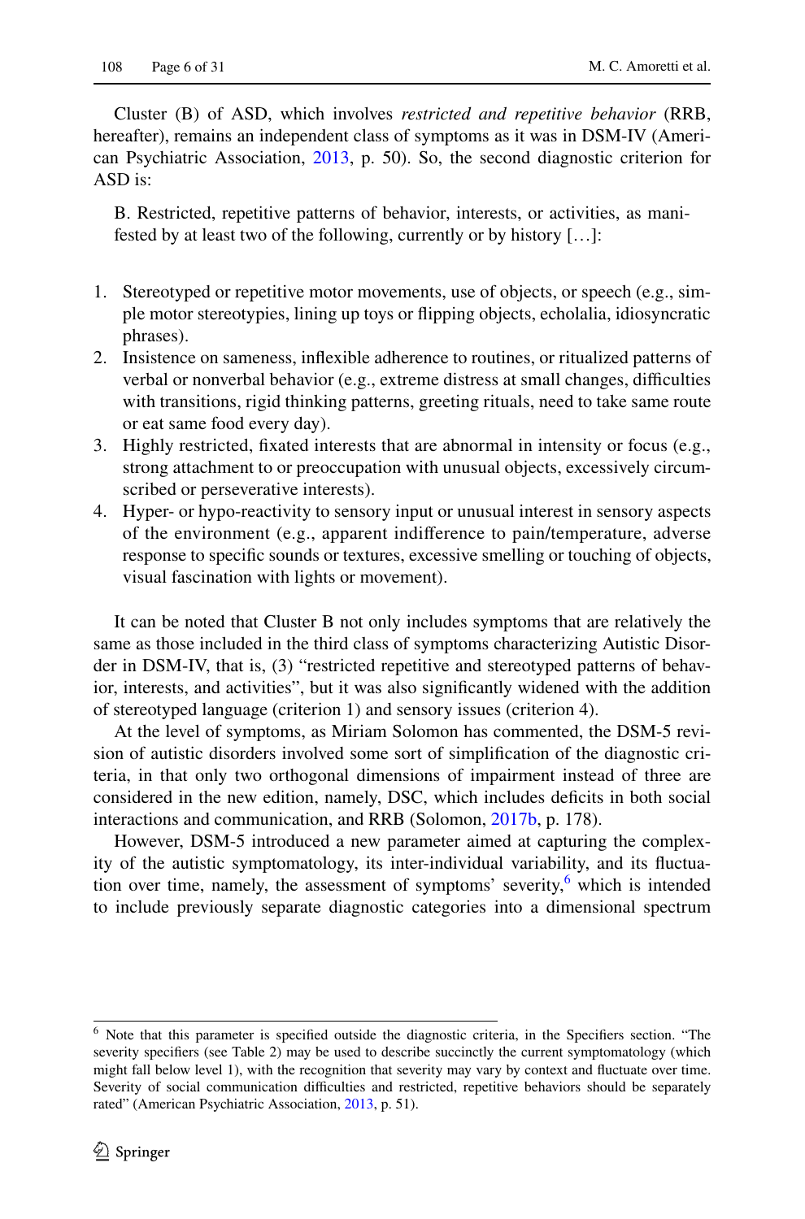Cluster (B) of ASD, which involves *restricted and repetitive behavior* (RRB, hereafter), remains an independent class of symptoms as it was in DSM-IV (American Psychiatric Association, 2013, p. 50). So, the second diagnostic criterion for ASD is:

> B. Restricted, repetitive patterns of behavior, interests, or activities, as manifested by at least two of the following, currently or by history […]:

1. Stereotyped or repetitive motor movements, use of objects, or speech (e.g., simple motor stereotypies, lining up toys or flipping objects, echolalia, idiosyncratic phrases).
2. Insistence on sameness, inflexible adherence to routines, or ritualized patterns of verbal or nonverbal behavior (e.g., extreme distress at small changes, difficulties with transitions, rigid thinking patterns, greeting rituals, need to take same route or eat same food every day).
3. Highly restricted, fixated interests that are abnormal in intensity or focus (e.g., strong attachment to or preoccupation with unusual objects, excessively circumscribed or perseverative interests).
4. Hyper- or hypo-reactivity to sensory input or unusual interest in sensory aspects of the environment (e.g., apparent indifference to pain/temperature, adverse response to specific sounds or textures, excessive smelling or touching of objects, visual fascination with lights or movement).

It can be noted that Cluster B not only includes symptoms that are relatively the same as those included in the third class of symptoms characterizing Autistic Disorder in DSM-IV, that is, (3) "restricted repetitive and stereotyped patterns of behavior, interests, and activities", but it was also significantly widened with the addition of stereotyped language (criterion 1) and sensory issues (criterion 4).

At the level of symptoms, as Miriam Solomon has commented, the DSM-5 revision of autistic disorders involved some sort of simplification of the diagnostic criteria, in that only two orthogonal dimensions of impairment instead of three are considered in the new edition, namely, DSC, which includes deficits in both social interactions and communication, and RRB (Solomon, 2017b, p. 178).

However, DSM-5 introduced a new parameter aimed at capturing the complexity of the autistic symptomatology, its inter-individual variability, and its fluctuation over time, namely, the assessment of symptoms' severity,[6] which is intended to include previously separate diagnostic categories into a dimensional spectrum

[6] Note that this parameter is specified outside the diagnostic criteria, in the Specifiers section. "The severity specifiers (see Table 2) may be used to describe succinctly the current symptomatology (which might fall below level 1), with the recognition that severity may vary by context and fluctuate over time. Severity of social communication difficulties and restricted, repetitive behaviors should be separately rated" (American Psychiatric Association, 2013, p. 51).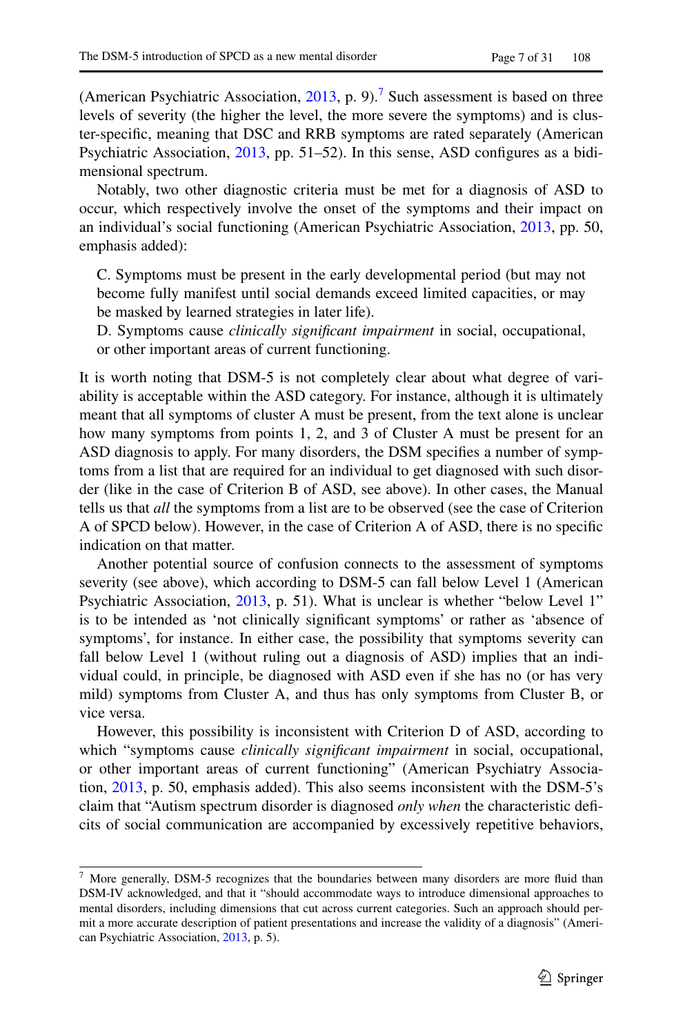(American Psychiatric Association, 2013, p. 9).[7] Such assessment is based on three levels of severity (the higher the level, the more severe the symptoms) and is cluster-specific, meaning that DSC and RRB symptoms are rated separately (American Psychiatric Association, 2013, pp. 51–52). In this sense, ASD configures as a bidimensional spectrum.

Notably, two other diagnostic criteria must be met for a diagnosis of ASD to occur, which respectively involve the onset of the symptoms and their impact on an individual's social functioning (American Psychiatric Association, 2013, pp. 50, emphasis added):

> C. Symptoms must be present in the early developmental period (but may not become fully manifest until social demands exceed limited capacities, or may be masked by learned strategies in later life).
> D. Symptoms cause *clinically significant impairment* in social, occupational, or other important areas of current functioning.

It is worth noting that DSM-5 is not completely clear about what degree of variability is acceptable within the ASD category. For instance, although it is ultimately meant that all symptoms of cluster A must be present, from the text alone is unclear how many symptoms from points 1, 2, and 3 of Cluster A must be present for an ASD diagnosis to apply. For many disorders, the DSM specifies a number of symptoms from a list that are required for an individual to get diagnosed with such disorder (like in the case of Criterion B of ASD, see above). In other cases, the Manual tells us that *all* the symptoms from a list are to be observed (see the case of Criterion A of SPCD below). However, in the case of Criterion A of ASD, there is no specific indication on that matter.

Another potential source of confusion connects to the assessment of symptoms severity (see above), which according to DSM-5 can fall below Level 1 (American Psychiatric Association, 2013, p. 51). What is unclear is whether "below Level 1" is to be intended as 'not clinically significant symptoms' or rather as 'absence of symptoms', for instance. In either case, the possibility that symptoms severity can fall below Level 1 (without ruling out a diagnosis of ASD) implies that an individual could, in principle, be diagnosed with ASD even if she has no (or has very mild) symptoms from Cluster A, and thus has only symptoms from Cluster B, or vice versa.

However, this possibility is inconsistent with Criterion D of ASD, according to which "symptoms cause *clinically significant impairment* in social, occupational, or other important areas of current functioning" (American Psychiatry Association, 2013, p. 50, emphasis added). This also seems inconsistent with the DSM-5's claim that "Autism spectrum disorder is diagnosed *only when* the characteristic deficits of social communication are accompanied by excessively repetitive behaviors,

[7] More generally, DSM-5 recognizes that the boundaries between many disorders are more fluid than DSM-IV acknowledged, and that it "should accommodate ways to introduce dimensional approaches to mental disorders, including dimensions that cut across current categories. Such an approach should permit a more accurate description of patient presentations and increase the validity of a diagnosis" (American Psychiatric Association, 2013, p. 5).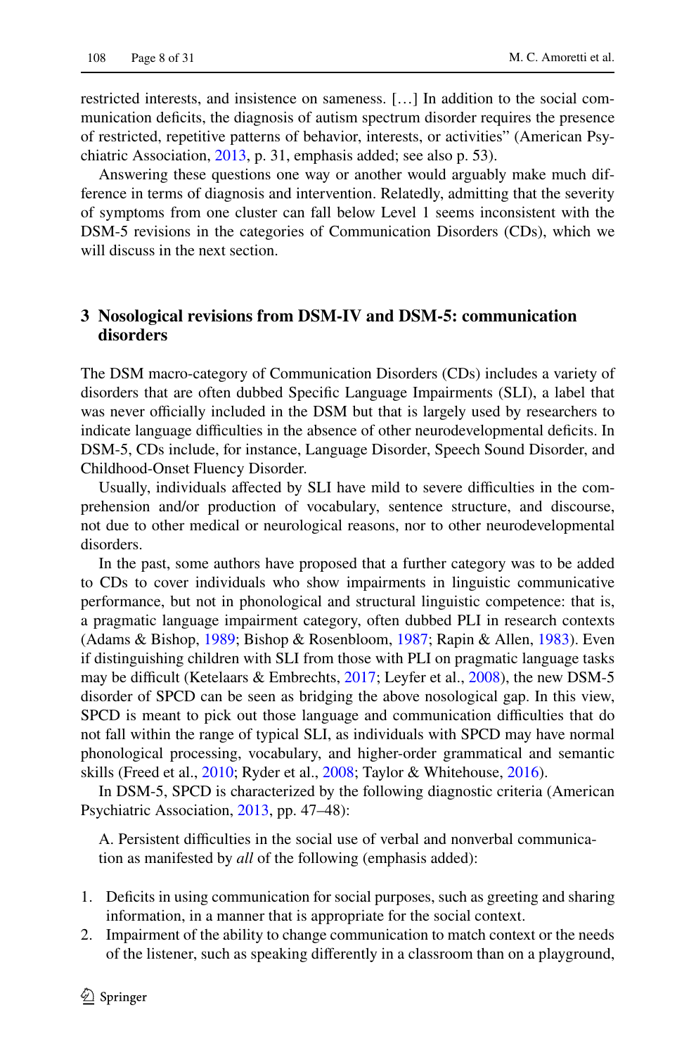restricted interests, and insistence on sameness. […] In addition to the social communication deficits, the diagnosis of autism spectrum disorder requires the presence of restricted, repetitive patterns of behavior, interests, or activities" (American Psychiatric Association, 2013, p. 31, emphasis added; see also p. 53).

Answering these questions one way or another would arguably make much difference in terms of diagnosis and intervention. Relatedly, admitting that the severity of symptoms from one cluster can fall below Level 1 seems inconsistent with the DSM-5 revisions in the categories of Communication Disorders (CDs), which we will discuss in the next section.

## 3 Nosological revisions from DSM-IV and DSM-5: communication disorders

The DSM macro-category of Communication Disorders (CDs) includes a variety of disorders that are often dubbed Specific Language Impairments (SLI), a label that was never officially included in the DSM but that is largely used by researchers to indicate language difficulties in the absence of other neurodevelopmental deficits. In DSM-5, CDs include, for instance, Language Disorder, Speech Sound Disorder, and Childhood-Onset Fluency Disorder.

Usually, individuals affected by SLI have mild to severe difficulties in the comprehension and/or production of vocabulary, sentence structure, and discourse, not due to other medical or neurological reasons, nor to other neurodevelopmental disorders.

In the past, some authors have proposed that a further category was to be added to CDs to cover individuals who show impairments in linguistic communicative performance, but not in phonological and structural linguistic competence: that is, a pragmatic language impairment category, often dubbed PLI in research contexts (Adams & Bishop, 1989; Bishop & Rosenbloom, 1987; Rapin & Allen, 1983). Even if distinguishing children with SLI from those with PLI on pragmatic language tasks may be difficult (Ketelaars & Embrechts, 2017; Leyfer et al., 2008), the new DSM-5 disorder of SPCD can be seen as bridging the above nosological gap. In this view, SPCD is meant to pick out those language and communication difficulties that do not fall within the range of typical SLI, as individuals with SPCD may have normal phonological processing, vocabulary, and higher-order grammatical and semantic skills (Freed et al., 2010; Ryder et al., 2008; Taylor & Whitehouse, 2016).

In DSM-5, SPCD is characterized by the following diagnostic criteria (American Psychiatric Association, 2013, pp. 47–48):

> A. Persistent difficulties in the social use of verbal and nonverbal communication as manifested by *all* of the following (emphasis added):

1. Deficits in using communication for social purposes, such as greeting and sharing information, in a manner that is appropriate for the social context.
2. Impairment of the ability to change communication to match context or the needs of the listener, such as speaking differently in a classroom than on a playground,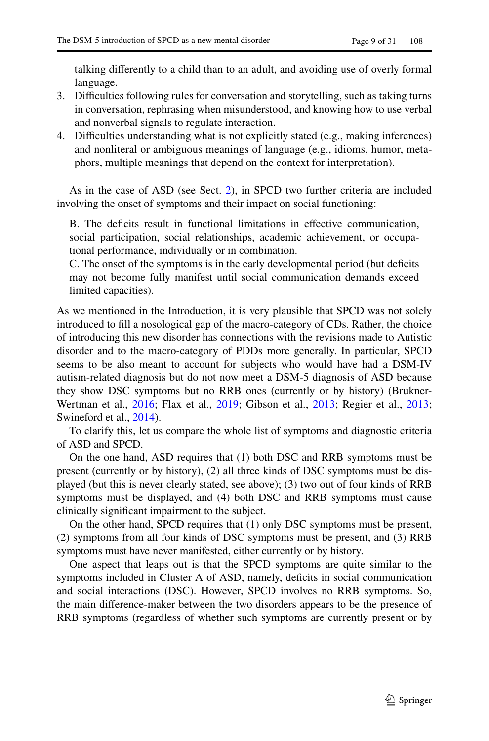talking differently to a child than to an adult, and avoiding use of overly formal language.

3. Difficulties following rules for conversation and storytelling, such as taking turns in conversation, rephrasing when misunderstood, and knowing how to use verbal and nonverbal signals to regulate interaction.
4. Difficulties understanding what is not explicitly stated (e.g., making inferences) and nonliteral or ambiguous meanings of language (e.g., idioms, humor, metaphors, multiple meanings that depend on the context for interpretation).

As in the case of ASD (see Sect. 2), in SPCD two further criteria are included involving the onset of symptoms and their impact on social functioning:

> B. The deficits result in functional limitations in effective communication, social participation, social relationships, academic achievement, or occupational performance, individually or in combination.
> C. The onset of the symptoms is in the early developmental period (but deficits may not become fully manifest until social communication demands exceed limited capacities).

As we mentioned in the Introduction, it is very plausible that SPCD was not solely introduced to fill a nosological gap of the macro-category of CDs. Rather, the choice of introducing this new disorder has connections with the revisions made to Autistic disorder and to the macro-category of PDDs more generally. In particular, SPCD seems to be also meant to account for subjects who would have had a DSM-IV autism-related diagnosis but do not now meet a DSM-5 diagnosis of ASD because they show DSC symptoms but no RRB ones (currently or by history) (Brukner-Wertman et al., 2016; Flax et al., 2019; Gibson et al., 2013; Regier et al., 2013; Swineford et al., 2014).

To clarify this, let us compare the whole list of symptoms and diagnostic criteria of ASD and SPCD.

On the one hand, ASD requires that (1) both DSC and RRB symptoms must be present (currently or by history), (2) all three kinds of DSC symptoms must be displayed (but this is never clearly stated, see above); (3) two out of four kinds of RRB symptoms must be displayed, and (4) both DSC and RRB symptoms must cause clinically significant impairment to the subject.

On the other hand, SPCD requires that (1) only DSC symptoms must be present, (2) symptoms from all four kinds of DSC symptoms must be present, and (3) RRB symptoms must have never manifested, either currently or by history.

One aspect that leaps out is that the SPCD symptoms are quite similar to the symptoms included in Cluster A of ASD, namely, deficits in social communication and social interactions (DSC). However, SPCD involves no RRB symptoms. So, the main difference-maker between the two disorders appears to be the presence of RRB symptoms (regardless of whether such symptoms are currently present or by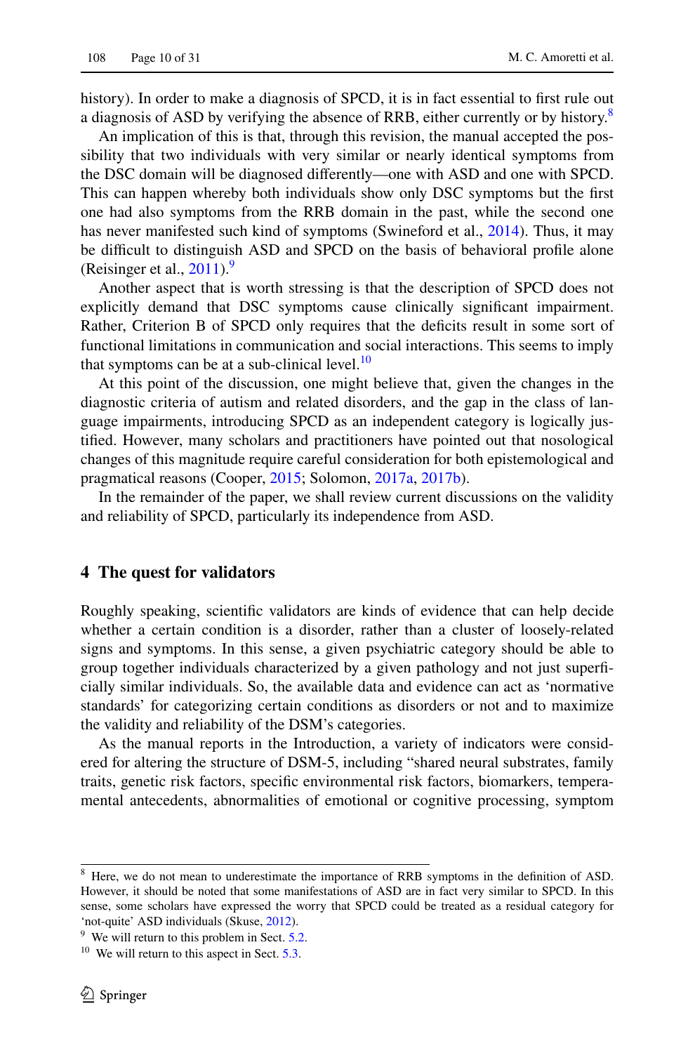history). In order to make a diagnosis of SPCD, it is in fact essential to first rule out a diagnosis of ASD by verifying the absence of RRB, either currently or by history.[8]

An implication of this is that, through this revision, the manual accepted the possibility that two individuals with very similar or nearly identical symptoms from the DSC domain will be diagnosed differently—one with ASD and one with SPCD. This can happen whereby both individuals show only DSC symptoms but the first one had also symptoms from the RRB domain in the past, while the second one has never manifested such kind of symptoms (Swineford et al., 2014). Thus, it may be difficult to distinguish ASD and SPCD on the basis of behavioral profile alone (Reisinger et al., 2011).[9]

Another aspect that is worth stressing is that the description of SPCD does not explicitly demand that DSC symptoms cause clinically significant impairment. Rather, Criterion B of SPCD only requires that the deficits result in some sort of functional limitations in communication and social interactions. This seems to imply that symptoms can be at a sub-clinical level.[10]

At this point of the discussion, one might believe that, given the changes in the diagnostic criteria of autism and related disorders, and the gap in the class of language impairments, introducing SPCD as an independent category is logically justified. However, many scholars and practitioners have pointed out that nosological changes of this magnitude require careful consideration for both epistemological and pragmatical reasons (Cooper, 2015; Solomon, 2017a, 2017b).

In the remainder of the paper, we shall review current discussions on the validity and reliability of SPCD, particularly its independence from ASD.

## 4 The quest for validators

Roughly speaking, scientific validators are kinds of evidence that can help decide whether a certain condition is a disorder, rather than a cluster of loosely-related signs and symptoms. In this sense, a given psychiatric category should be able to group together individuals characterized by a given pathology and not just superficially similar individuals. So, the available data and evidence can act as 'normative standards' for categorizing certain conditions as disorders or not and to maximize the validity and reliability of the DSM's categories.

As the manual reports in the Introduction, a variety of indicators were considered for altering the structure of DSM-5, including "shared neural substrates, family traits, genetic risk factors, specific environmental risk factors, biomarkers, temperamental antecedents, abnormalities of emotional or cognitive processing, symptom

---

[8] Here, we do not mean to underestimate the importance of RRB symptoms in the definition of ASD. However, it should be noted that some manifestations of ASD are in fact very similar to SPCD. In this sense, some scholars have expressed the worry that SPCD could be treated as a residual category for 'not-quite' ASD individuals (Skuse, 2012).

[9] We will return to this problem in Sect. 5.2.

[10] We will return to this aspect in Sect. 5.3.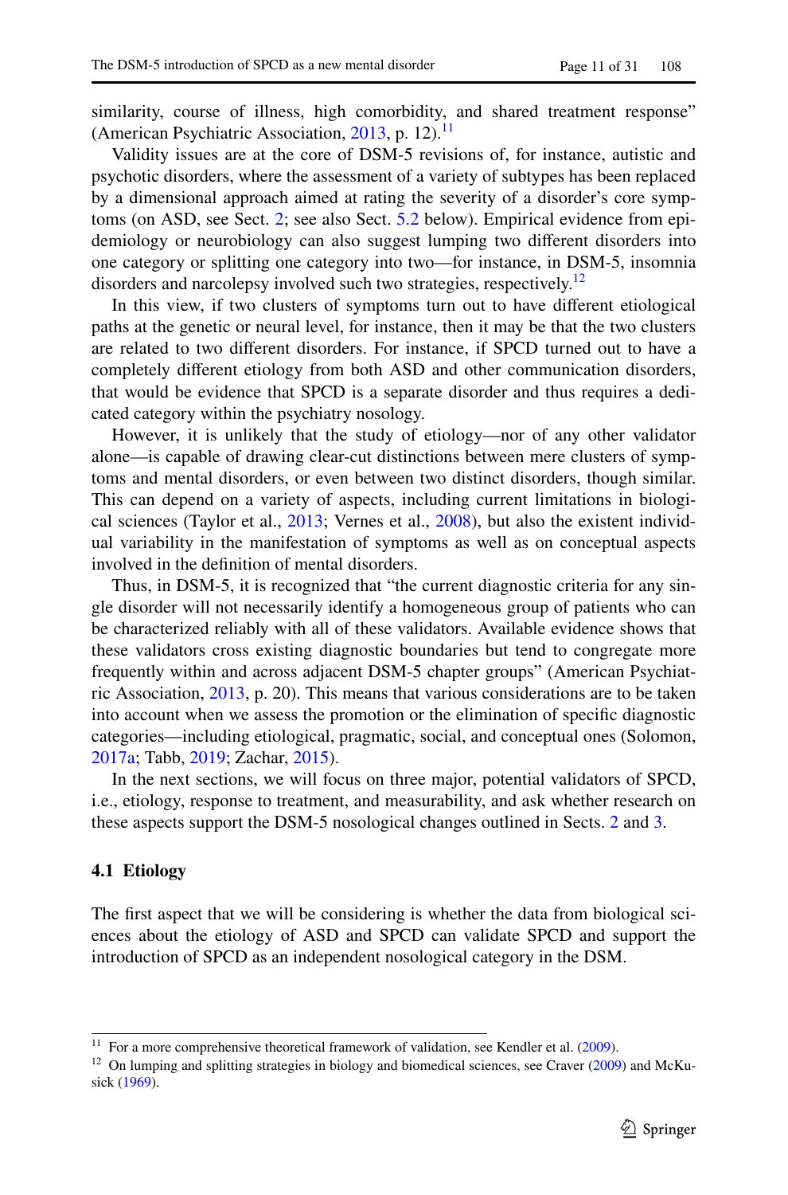similarity, course of illness, high comorbidity, and shared treatment response" (American Psychiatric Association, 2013, p. 12).[11]

Validity issues are at the core of DSM-5 revisions of, for instance, autistic and psychotic disorders, where the assessment of a variety of subtypes has been replaced by a dimensional approach aimed at rating the severity of a disorder's core symptoms (on ASD, see Sect. 2; see also Sect. 5.2 below). Empirical evidence from epidemiology or neurobiology can also suggest lumping two different disorders into one category or splitting one category into two—for instance, in DSM-5, insomnia disorders and narcolepsy involved such two strategies, respectively.[12]

In this view, if two clusters of symptoms turn out to have different etiological paths at the genetic or neural level, for instance, then it may be that the two clusters are related to two different disorders. For instance, if SPCD turned out to have a completely different etiology from both ASD and other communication disorders, that would be evidence that SPCD is a separate disorder and thus requires a dedicated category within the psychiatry nosology.

However, it is unlikely that the study of etiology—nor of any other validator alone—is capable of drawing clear-cut distinctions between mere clusters of symptoms and mental disorders, or even between two distinct disorders, though similar. This can depend on a variety of aspects, including current limitations in biological sciences (Taylor et al., 2013; Vernes et al., 2008), but also the existent individual variability in the manifestation of symptoms as well as on conceptual aspects involved in the definition of mental disorders.

Thus, in DSM-5, it is recognized that "the current diagnostic criteria for any single disorder will not necessarily identify a homogeneous group of patients who can be characterized reliably with all of these validators. Available evidence shows that these validators cross existing diagnostic boundaries but tend to congregate more frequently within and across adjacent DSM-5 chapter groups" (American Psychiatric Association, 2013, p. 20). This means that various considerations are to be taken into account when we assess the promotion or the elimination of specific diagnostic categories—including etiological, pragmatic, social, and conceptual ones (Solomon, 2017a; Tabb, 2019; Zachar, 2015).

In the next sections, we will focus on three major, potential validators of SPCD, i.e., etiology, response to treatment, and measurability, and ask whether research on these aspects support the DSM-5 nosological changes outlined in Sects. 2 and 3.

### 4.1 Etiology

The first aspect that we will be considering is whether the data from biological sciences about the etiology of ASD and SPCD can validate SPCD and support the introduction of SPCD as an independent nosological category in the DSM.

---

[11] For a more comprehensive theoretical framework of validation, see Kendler et al. (2009).

[12] On lumping and splitting strategies in biology and biomedical sciences, see Craver (2009) and McKusick (1969).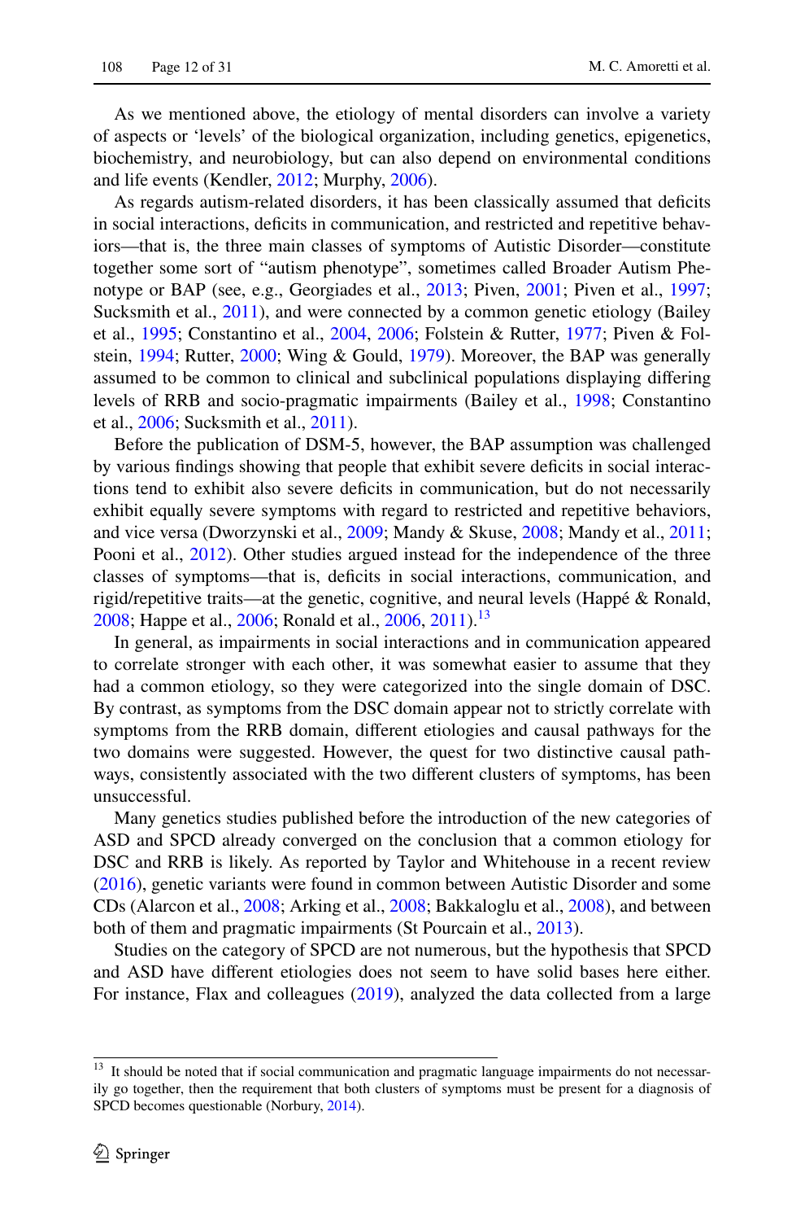As we mentioned above, the etiology of mental disorders can involve a variety of aspects or 'levels' of the biological organization, including genetics, epigenetics, biochemistry, and neurobiology, but can also depend on environmental conditions and life events (Kendler, 2012; Murphy, 2006).

As regards autism-related disorders, it has been classically assumed that deficits in social interactions, deficits in communication, and restricted and repetitive behaviors—that is, the three main classes of symptoms of Autistic Disorder—constitute together some sort of "autism phenotype", sometimes called Broader Autism Phenotype or BAP (see, e.g., Georgiades et al., 2013; Piven, 2001; Piven et al., 1997; Sucksmith et al., 2011), and were connected by a common genetic etiology (Bailey et al., 1995; Constantino et al., 2004, 2006; Folstein & Rutter, 1977; Piven & Folstein, 1994; Rutter, 2000; Wing & Gould, 1979). Moreover, the BAP was generally assumed to be common to clinical and subclinical populations displaying differing levels of RRB and socio-pragmatic impairments (Bailey et al., 1998; Constantino et al., 2006; Sucksmith et al., 2011).

Before the publication of DSM-5, however, the BAP assumption was challenged by various findings showing that people that exhibit severe deficits in social interactions tend to exhibit also severe deficits in communication, but do not necessarily exhibit equally severe symptoms with regard to restricted and repetitive behaviors, and vice versa (Dworzynski et al., 2009; Mandy & Skuse, 2008; Mandy et al., 2011; Pooni et al., 2012). Other studies argued instead for the independence of the three classes of symptoms—that is, deficits in social interactions, communication, and rigid/repetitive traits—at the genetic, cognitive, and neural levels (Happé & Ronald, 2008; Happe et al., 2006; Ronald et al., 2006, 2011).[13]

In general, as impairments in social interactions and in communication appeared to correlate stronger with each other, it was somewhat easier to assume that they had a common etiology, so they were categorized into the single domain of DSC. By contrast, as symptoms from the DSC domain appear not to strictly correlate with symptoms from the RRB domain, different etiologies and causal pathways for the two domains were suggested. However, the quest for two distinctive causal pathways, consistently associated with the two different clusters of symptoms, has been unsuccessful.

Many genetics studies published before the introduction of the new categories of ASD and SPCD already converged on the conclusion that a common etiology for DSC and RRB is likely. As reported by Taylor and Whitehouse in a recent review (2016), genetic variants were found in common between Autistic Disorder and some CDs (Alarcon et al., 2008; Arking et al., 2008; Bakkaloglu et al., 2008), and between both of them and pragmatic impairments (St Pourcain et al., 2013).

Studies on the category of SPCD are not numerous, but the hypothesis that SPCD and ASD have different etiologies does not seem to have solid bases here either. For instance, Flax and colleagues (2019), analyzed the data collected from a large

[13] It should be noted that if social communication and pragmatic language impairments do not necessarily go together, then the requirement that both clusters of symptoms must be present for a diagnosis of SPCD becomes questionable (Norbury, 2014).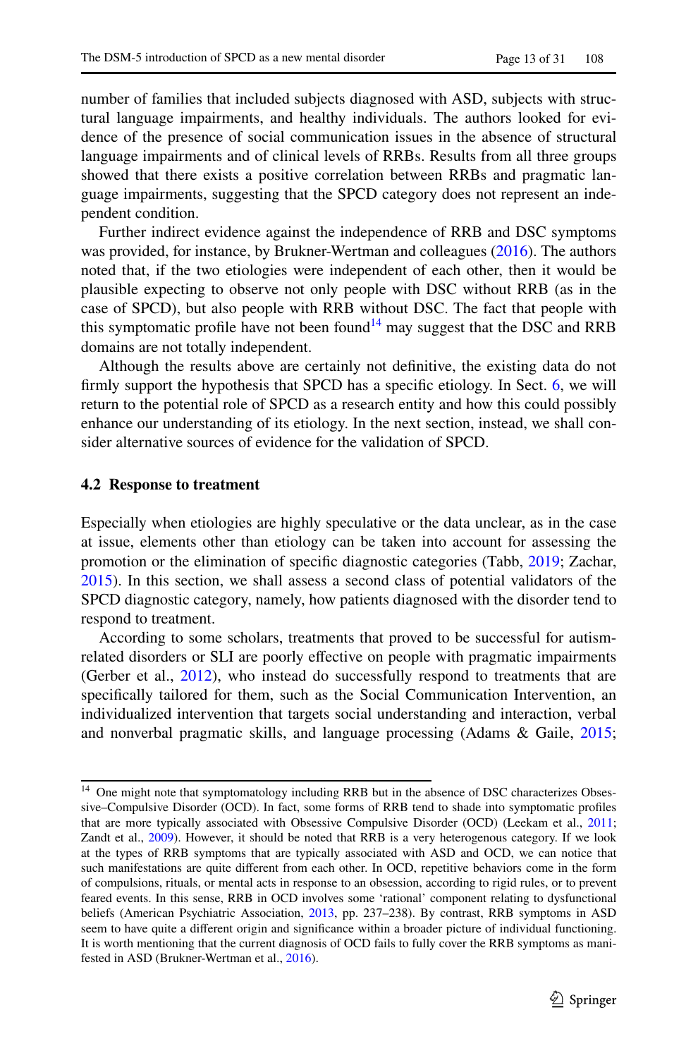number of families that included subjects diagnosed with ASD, subjects with structural language impairments, and healthy individuals. The authors looked for evidence of the presence of social communication issues in the absence of structural language impairments and of clinical levels of RRBs. Results from all three groups showed that there exists a positive correlation between RRBs and pragmatic language impairments, suggesting that the SPCD category does not represent an independent condition.

Further indirect evidence against the independence of RRB and DSC symptoms was provided, for instance, by Brukner-Wertman and colleagues (2016). The authors noted that, if the two etiologies were independent of each other, then it would be plausible expecting to observe not only people with DSC without RRB (as in the case of SPCD), but also people with RRB without DSC. The fact that people with this symptomatic profile have not been found[14] may suggest that the DSC and RRB domains are not totally independent.

Although the results above are certainly not definitive, the existing data do not firmly support the hypothesis that SPCD has a specific etiology. In Sect. 6, we will return to the potential role of SPCD as a research entity and how this could possibly enhance our understanding of its etiology. In the next section, instead, we shall consider alternative sources of evidence for the validation of SPCD.

### 4.2 Response to treatment

Especially when etiologies are highly speculative or the data unclear, as in the case at issue, elements other than etiology can be taken into account for assessing the promotion or the elimination of specific diagnostic categories (Tabb, 2019; Zachar, 2015). In this section, we shall assess a second class of potential validators of the SPCD diagnostic category, namely, how patients diagnosed with the disorder tend to respond to treatment.

According to some scholars, treatments that proved to be successful for autism-related disorders or SLI are poorly effective on people with pragmatic impairments (Gerber et al., 2012), who instead do successfully respond to treatments that are specifically tailored for them, such as the Social Communication Intervention, an individualized intervention that targets social understanding and interaction, verbal and nonverbal pragmatic skills, and language processing (Adams & Gaile, 2015;

---

[14] One might note that symptomatology including RRB but in the absence of DSC characterizes Obsessive–Compulsive Disorder (OCD). In fact, some forms of RRB tend to shade into symptomatic profiles that are more typically associated with Obsessive Compulsive Disorder (OCD) (Leekam et al., 2011; Zandt et al., 2009). However, it should be noted that RRB is a very heterogenous category. If we look at the types of RRB symptoms that are typically associated with ASD and OCD, we can notice that such manifestations are quite different from each other. In OCD, repetitive behaviors come in the form of compulsions, rituals, or mental acts in response to an obsession, according to rigid rules, or to prevent feared events. In this sense, RRB in OCD involves some 'rational' component relating to dysfunctional beliefs (American Psychiatric Association, 2013, pp. 237–238). By contrast, RRB symptoms in ASD seem to have quite a different origin and significance within a broader picture of individual functioning. It is worth mentioning that the current diagnosis of OCD fails to fully cover the RRB symptoms as manifested in ASD (Brukner-Wertman et al., 2016).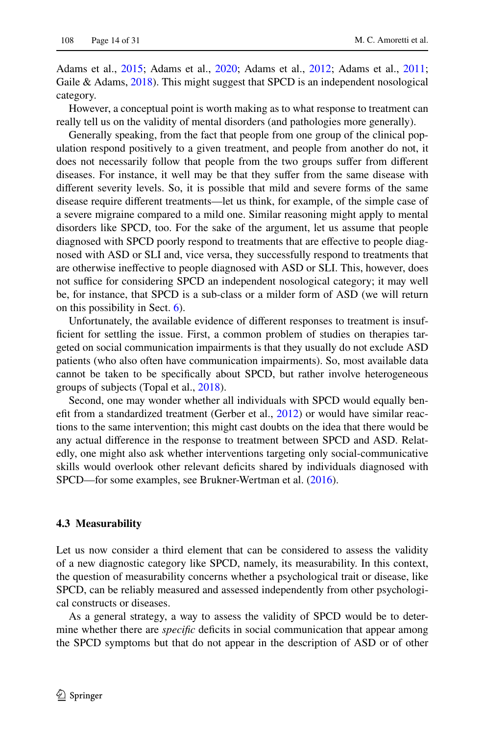Adams et al., 2015; Adams et al., 2020; Adams et al., 2012; Adams et al., 2011; Gaile & Adams, 2018). This might suggest that SPCD is an independent nosological category.

However, a conceptual point is worth making as to what response to treatment can really tell us on the validity of mental disorders (and pathologies more generally).

Generally speaking, from the fact that people from one group of the clinical population respond positively to a given treatment, and people from another do not, it does not necessarily follow that people from the two groups suffer from different diseases. For instance, it well may be that they suffer from the same disease with different severity levels. So, it is possible that mild and severe forms of the same disease require different treatments—let us think, for example, of the simple case of a severe migraine compared to a mild one. Similar reasoning might apply to mental disorders like SPCD, too. For the sake of the argument, let us assume that people diagnosed with SPCD poorly respond to treatments that are effective to people diagnosed with ASD or SLI and, vice versa, they successfully respond to treatments that are otherwise ineffective to people diagnosed with ASD or SLI. This, however, does not suffice for considering SPCD an independent nosological category; it may well be, for instance, that SPCD is a sub-class or a milder form of ASD (we will return on this possibility in Sect. 6).

Unfortunately, the available evidence of different responses to treatment is insufficient for settling the issue. First, a common problem of studies on therapies targeted on social communication impairments is that they usually do not exclude ASD patients (who also often have communication impairments). So, most available data cannot be taken to be specifically about SPCD, but rather involve heterogeneous groups of subjects (Topal et al., 2018).

Second, one may wonder whether all individuals with SPCD would equally benefit from a standardized treatment (Gerber et al., 2012) or would have similar reactions to the same intervention; this might cast doubts on the idea that there would be any actual difference in the response to treatment between SPCD and ASD. Relatedly, one might also ask whether interventions targeting only social-communicative skills would overlook other relevant deficits shared by individuals diagnosed with SPCD—for some examples, see Brukner-Wertman et al. (2016).

### 4.3 Measurability

Let us now consider a third element that can be considered to assess the validity of a new diagnostic category like SPCD, namely, its measurability. In this context, the question of measurability concerns whether a psychological trait or disease, like SPCD, can be reliably measured and assessed independently from other psychological constructs or diseases.

As a general strategy, a way to assess the validity of SPCD would be to determine whether there are *specific* deficits in social communication that appear among the SPCD symptoms but that do not appear in the description of ASD or of other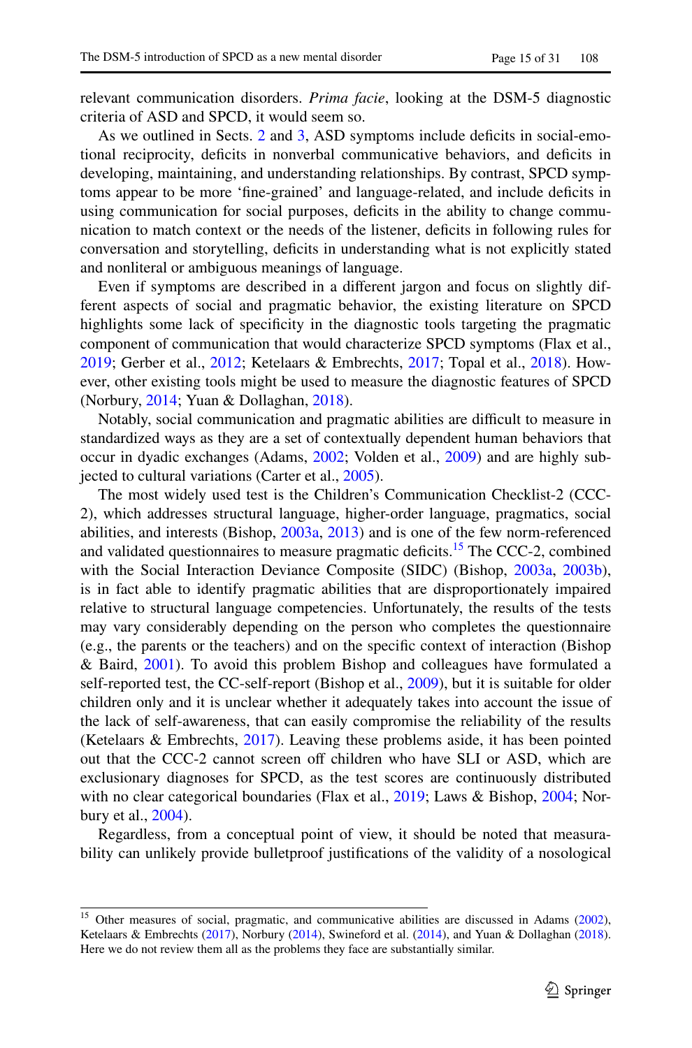relevant communication disorders. *Prima facie*, looking at the DSM-5 diagnostic criteria of ASD and SPCD, it would seem so.

As we outlined in Sects. 2 and 3, ASD symptoms include deficits in social-emotional reciprocity, deficits in nonverbal communicative behaviors, and deficits in developing, maintaining, and understanding relationships. By contrast, SPCD symptoms appear to be more 'fine-grained' and language-related, and include deficits in using communication for social purposes, deficits in the ability to change communication to match context or the needs of the listener, deficits in following rules for conversation and storytelling, deficits in understanding what is not explicitly stated and nonliteral or ambiguous meanings of language.

Even if symptoms are described in a different jargon and focus on slightly different aspects of social and pragmatic behavior, the existing literature on SPCD highlights some lack of specificity in the diagnostic tools targeting the pragmatic component of communication that would characterize SPCD symptoms (Flax et al., 2019; Gerber et al., 2012; Ketelaars & Embrechts, 2017; Topal et al., 2018). However, other existing tools might be used to measure the diagnostic features of SPCD (Norbury, 2014; Yuan & Dollaghan, 2018).

Notably, social communication and pragmatic abilities are difficult to measure in standardized ways as they are a set of contextually dependent human behaviors that occur in dyadic exchanges (Adams, 2002; Volden et al., 2009) and are highly subjected to cultural variations (Carter et al., 2005).

The most widely used test is the Children's Communication Checklist-2 (CCC-2), which addresses structural language, higher-order language, pragmatics, social abilities, and interests (Bishop, 2003a, 2013) and is one of the few norm-referenced and validated questionnaires to measure pragmatic deficits.[15] The CCC-2, combined with the Social Interaction Deviance Composite (SIDC) (Bishop, 2003a, 2003b), is in fact able to identify pragmatic abilities that are disproportionately impaired relative to structural language competencies. Unfortunately, the results of the tests may vary considerably depending on the person who completes the questionnaire (e.g., the parents or the teachers) and on the specific context of interaction (Bishop & Baird, 2001). To avoid this problem Bishop and colleagues have formulated a self-reported test, the CC-self-report (Bishop et al., 2009), but it is suitable for older children only and it is unclear whether it adequately takes into account the issue of the lack of self-awareness, that can easily compromise the reliability of the results (Ketelaars & Embrechts, 2017). Leaving these problems aside, it has been pointed out that the CCC-2 cannot screen off children who have SLI or ASD, which are exclusionary diagnoses for SPCD, as the test scores are continuously distributed with no clear categorical boundaries (Flax et al., 2019; Laws & Bishop, 2004; Norbury et al., 2004).

Regardless, from a conceptual point of view, it should be noted that measurability can unlikely provide bulletproof justifications of the validity of a nosological

---

[15] Other measures of social, pragmatic, and communicative abilities are discussed in Adams (2002), Ketelaars & Embrechts (2017), Norbury (2014), Swineford et al. (2014), and Yuan & Dollaghan (2018). Here we do not review them all as the problems they face are substantially similar.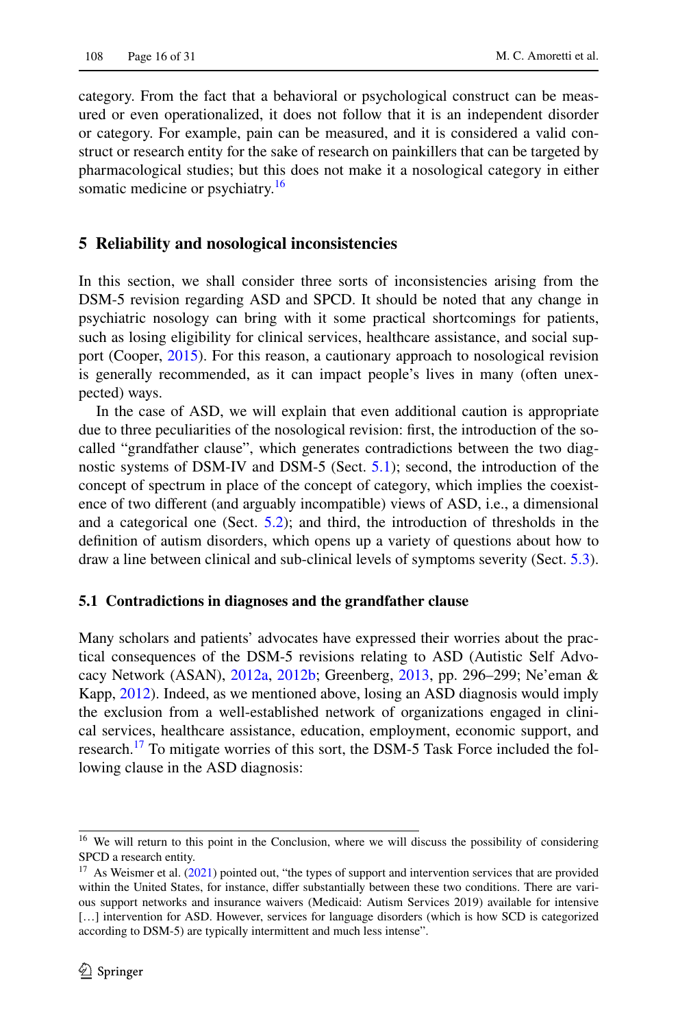category. From the fact that a behavioral or psychological construct can be measured or even operationalized, it does not follow that it is an independent disorder or category. For example, pain can be measured, and it is considered a valid construct or research entity for the sake of research on painkillers that can be targeted by pharmacological studies; but this does not make it a nosological category in either somatic medicine or psychiatry.[16]

## 5 Reliability and nosological inconsistencies

In this section, we shall consider three sorts of inconsistencies arising from the DSM-5 revision regarding ASD and SPCD. It should be noted that any change in psychiatric nosology can bring with it some practical shortcomings for patients, such as losing eligibility for clinical services, healthcare assistance, and social support (Cooper, 2015). For this reason, a cautionary approach to nosological revision is generally recommended, as it can impact people's lives in many (often unexpected) ways.

In the case of ASD, we will explain that even additional caution is appropriate due to three peculiarities of the nosological revision: first, the introduction of the so-called "grandfather clause", which generates contradictions between the two diagnostic systems of DSM-IV and DSM-5 (Sect. 5.1); second, the introduction of the concept of spectrum in place of the concept of category, which implies the coexistence of two different (and arguably incompatible) views of ASD, i.e., a dimensional and a categorical one (Sect. 5.2); and third, the introduction of thresholds in the definition of autism disorders, which opens up a variety of questions about how to draw a line between clinical and sub-clinical levels of symptoms severity (Sect. 5.3).

### 5.1 Contradictions in diagnoses and the grandfather clause

Many scholars and patients' advocates have expressed their worries about the practical consequences of the DSM-5 revisions relating to ASD (Autistic Self Advocacy Network (ASAN), 2012a, 2012b; Greenberg, 2013, pp. 296–299; Ne'eman & Kapp, 2012). Indeed, as we mentioned above, losing an ASD diagnosis would imply the exclusion from a well-established network of organizations engaged in clinical services, healthcare assistance, education, employment, economic support, and research.[17] To mitigate worries of this sort, the DSM-5 Task Force included the following clause in the ASD diagnosis:

---

[16] We will return to this point in the Conclusion, where we will discuss the possibility of considering SPCD a research entity.

[17] As Weismer et al. (2021) pointed out, "the types of support and intervention services that are provided within the United States, for instance, differ substantially between these two conditions. There are various support networks and insurance waivers (Medicaid: Autism Services 2019) available for intensive […] intervention for ASD. However, services for language disorders (which is how SCD is categorized according to DSM-5) are typically intermittent and much less intense".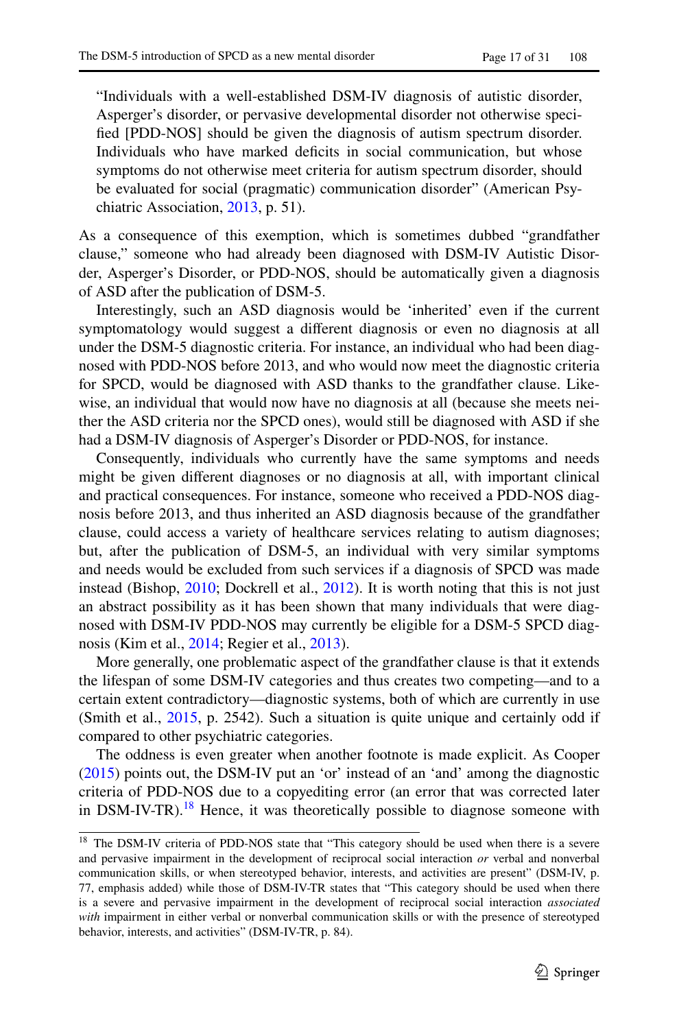> "Individuals with a well-established DSM-IV diagnosis of autistic disorder, Asperger's disorder, or pervasive developmental disorder not otherwise specified [PDD-NOS] should be given the diagnosis of autism spectrum disorder. Individuals who have marked deficits in social communication, but whose symptoms do not otherwise meet criteria for autism spectrum disorder, should be evaluated for social (pragmatic) communication disorder" (American Psychiatric Association, 2013, p. 51).

As a consequence of this exemption, which is sometimes dubbed "grandfather clause," someone who had already been diagnosed with DSM-IV Autistic Disorder, Asperger's Disorder, or PDD-NOS, should be automatically given a diagnosis of ASD after the publication of DSM-5.

Interestingly, such an ASD diagnosis would be 'inherited' even if the current symptomatology would suggest a different diagnosis or even no diagnosis at all under the DSM-5 diagnostic criteria. For instance, an individual who had been diagnosed with PDD-NOS before 2013, and who would now meet the diagnostic criteria for SPCD, would be diagnosed with ASD thanks to the grandfather clause. Likewise, an individual that would now have no diagnosis at all (because she meets neither the ASD criteria nor the SPCD ones), would still be diagnosed with ASD if she had a DSM-IV diagnosis of Asperger's Disorder or PDD-NOS, for instance.

Consequently, individuals who currently have the same symptoms and needs might be given different diagnoses or no diagnosis at all, with important clinical and practical consequences. For instance, someone who received a PDD-NOS diagnosis before 2013, and thus inherited an ASD diagnosis because of the grandfather clause, could access a variety of healthcare services relating to autism diagnoses; but, after the publication of DSM-5, an individual with very similar symptoms and needs would be excluded from such services if a diagnosis of SPCD was made instead (Bishop, 2010; Dockrell et al., 2012). It is worth noting that this is not just an abstract possibility as it has been shown that many individuals that were diagnosed with DSM-IV PDD-NOS may currently be eligible for a DSM-5 SPCD diagnosis (Kim et al., 2014; Regier et al., 2013).

More generally, one problematic aspect of the grandfather clause is that it extends the lifespan of some DSM-IV categories and thus creates two competing—and to a certain extent contradictory—diagnostic systems, both of which are currently in use (Smith et al., 2015, p. 2542). Such a situation is quite unique and certainly odd if compared to other psychiatric categories.

The oddness is even greater when another footnote is made explicit. As Cooper (2015) points out, the DSM-IV put an 'or' instead of an 'and' among the diagnostic criteria of PDD-NOS due to a copyediting error (an error that was corrected later in DSM-IV-TR).[18] Hence, it was theoretically possible to diagnose someone with

[18] The DSM-IV criteria of PDD-NOS state that "This category should be used when there is a severe and pervasive impairment in the development of reciprocal social interaction *or* verbal and nonverbal communication skills, or when stereotyped behavior, interests, and activities are present" (DSM-IV, p. 77, emphasis added) while those of DSM-IV-TR states that "This category should be used when there is a severe and pervasive impairment in the development of reciprocal social interaction *associated with* impairment in either verbal or nonverbal communication skills or with the presence of stereotyped behavior, interests, and activities" (DSM-IV-TR, p. 84).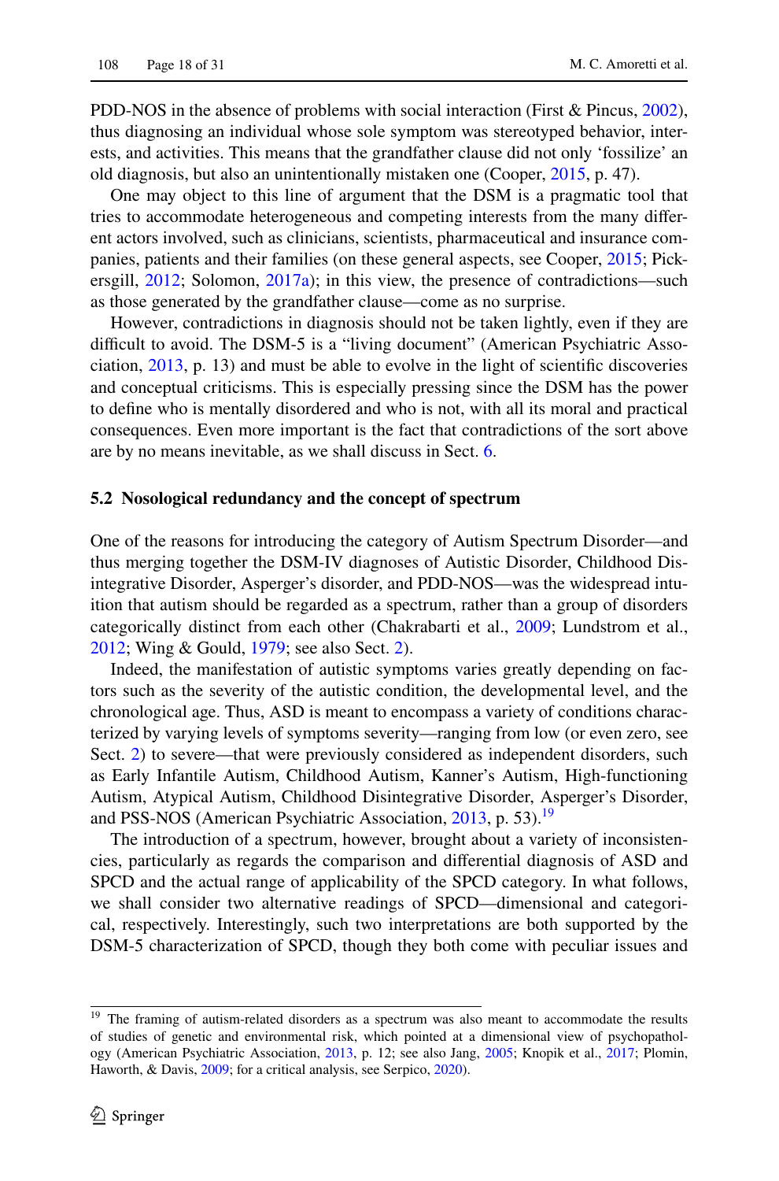PDD-NOS in the absence of problems with social interaction (First & Pincus, 2002), thus diagnosing an individual whose sole symptom was stereotyped behavior, interests, and activities. This means that the grandfather clause did not only 'fossilize' an old diagnosis, but also an unintentionally mistaken one (Cooper, 2015, p. 47).

One may object to this line of argument that the DSM is a pragmatic tool that tries to accommodate heterogeneous and competing interests from the many different actors involved, such as clinicians, scientists, pharmaceutical and insurance companies, patients and their families (on these general aspects, see Cooper, 2015; Pickersgill, 2012; Solomon, 2017a); in this view, the presence of contradictions—such as those generated by the grandfather clause—come as no surprise.

However, contradictions in diagnosis should not be taken lightly, even if they are difficult to avoid. The DSM-5 is a "living document" (American Psychiatric Association, 2013, p. 13) and must be able to evolve in the light of scientific discoveries and conceptual criticisms. This is especially pressing since the DSM has the power to define who is mentally disordered and who is not, with all its moral and practical consequences. Even more important is the fact that contradictions of the sort above are by no means inevitable, as we shall discuss in Sect. 6.

### 5.2 Nosological redundancy and the concept of spectrum

One of the reasons for introducing the category of Autism Spectrum Disorder—and thus merging together the DSM-IV diagnoses of Autistic Disorder, Childhood Disintegrative Disorder, Asperger's disorder, and PDD-NOS—was the widespread intuition that autism should be regarded as a spectrum, rather than a group of disorders categorically distinct from each other (Chakrabarti et al., 2009; Lundstrom et al., 2012; Wing & Gould, 1979; see also Sect. 2).

Indeed, the manifestation of autistic symptoms varies greatly depending on factors such as the severity of the autistic condition, the developmental level, and the chronological age. Thus, ASD is meant to encompass a variety of conditions characterized by varying levels of symptoms severity—ranging from low (or even zero, see Sect. 2) to severe—that were previously considered as independent disorders, such as Early Infantile Autism, Childhood Autism, Kanner's Autism, High-functioning Autism, Atypical Autism, Childhood Disintegrative Disorder, Asperger's Disorder, and PSS-NOS (American Psychiatric Association, 2013, p. 53).[19]

The introduction of a spectrum, however, brought about a variety of inconsistencies, particularly as regards the comparison and differential diagnosis of ASD and SPCD and the actual range of applicability of the SPCD category. In what follows, we shall consider two alternative readings of SPCD—dimensional and categorical, respectively. Interestingly, such two interpretations are both supported by the DSM-5 characterization of SPCD, though they both come with peculiar issues and

[19] The framing of autism-related disorders as a spectrum was also meant to accommodate the results of studies of genetic and environmental risk, which pointed at a dimensional view of psychopathology (American Psychiatric Association, 2013, p. 12; see also Jang, 2005; Knopik et al., 2017; Plomin, Haworth, & Davis, 2009; for a critical analysis, see Serpico, 2020).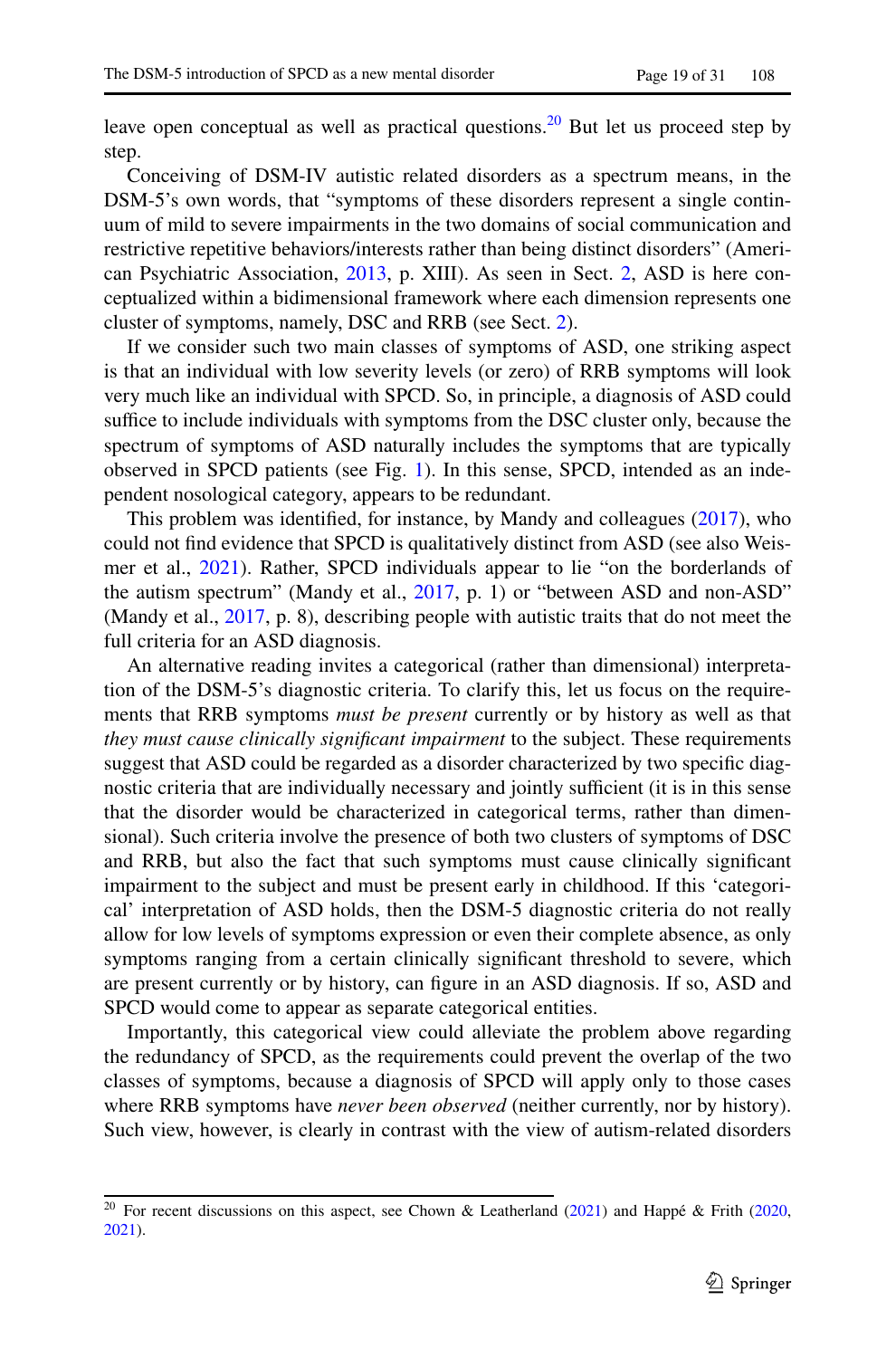leave open conceptual as well as practical questions.[20] But let us proceed step by step.

Conceiving of DSM-IV autistic related disorders as a spectrum means, in the DSM-5's own words, that "symptoms of these disorders represent a single continuum of mild to severe impairments in the two domains of social communication and restrictive repetitive behaviors/interests rather than being distinct disorders" (American Psychiatric Association, 2013, p. XIII). As seen in Sect. 2, ASD is here conceptualized within a bidimensional framework where each dimension represents one cluster of symptoms, namely, DSC and RRB (see Sect. 2).

If we consider such two main classes of symptoms of ASD, one striking aspect is that an individual with low severity levels (or zero) of RRB symptoms will look very much like an individual with SPCD. So, in principle, a diagnosis of ASD could suffice to include individuals with symptoms from the DSC cluster only, because the spectrum of symptoms of ASD naturally includes the symptoms that are typically observed in SPCD patients (see Fig. 1). In this sense, SPCD, intended as an independent nosological category, appears to be redundant.

This problem was identified, for instance, by Mandy and colleagues (2017), who could not find evidence that SPCD is qualitatively distinct from ASD (see also Weismer et al., 2021). Rather, SPCD individuals appear to lie "on the borderlands of the autism spectrum" (Mandy et al., 2017, p. 1) or "between ASD and non-ASD" (Mandy et al., 2017, p. 8), describing people with autistic traits that do not meet the full criteria for an ASD diagnosis.

An alternative reading invites a categorical (rather than dimensional) interpretation of the DSM-5's diagnostic criteria. To clarify this, let us focus on the requirements that RRB symptoms *must be present* currently or by history as well as that *they must cause clinically significant impairment* to the subject. These requirements suggest that ASD could be regarded as a disorder characterized by two specific diagnostic criteria that are individually necessary and jointly sufficient (it is in this sense that the disorder would be characterized in categorical terms, rather than dimensional). Such criteria involve the presence of both two clusters of symptoms of DSC and RRB, but also the fact that such symptoms must cause clinically significant impairment to the subject and must be present early in childhood. If this 'categorical' interpretation of ASD holds, then the DSM-5 diagnostic criteria do not really allow for low levels of symptoms expression or even their complete absence, as only symptoms ranging from a certain clinically significant threshold to severe, which are present currently or by history, can figure in an ASD diagnosis. If so, ASD and SPCD would come to appear as separate categorical entities.

Importantly, this categorical view could alleviate the problem above regarding the redundancy of SPCD, as the requirements could prevent the overlap of the two classes of symptoms, because a diagnosis of SPCD will apply only to those cases where RRB symptoms have *never been observed* (neither currently, nor by history). Such view, however, is clearly in contrast with the view of autism-related disorders

[20] For recent discussions on this aspect, see Chown & Leatherland (2021) and Happé & Frith (2020, 2021).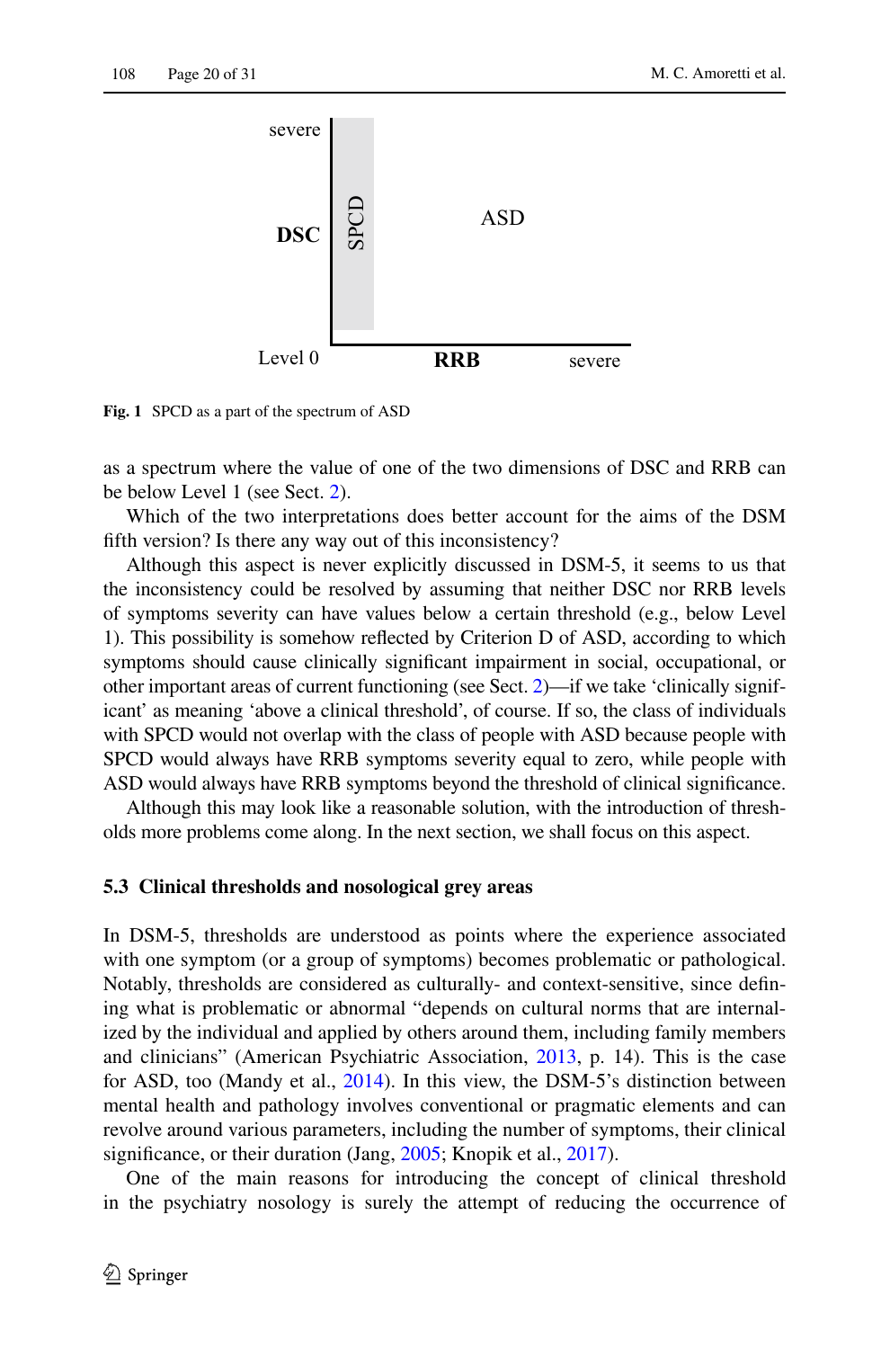**Fig. 1** SPCD as a part of the spectrum of ASD

as a spectrum where the value of one of the two dimensions of DSC and RRB can be below Level 1 (see Sect. 2).

Which of the two interpretations does better account for the aims of the DSM fifth version? Is there any way out of this inconsistency?

Although this aspect is never explicitly discussed in DSM-5, it seems to us that the inconsistency could be resolved by assuming that neither DSC nor RRB levels of symptoms severity can have values below a certain threshold (e.g., below Level 1). This possibility is somehow reflected by Criterion D of ASD, according to which symptoms should cause clinically significant impairment in social, occupational, or other important areas of current functioning (see Sect. 2)—if we take 'clinically significant' as meaning 'above a clinical threshold', of course. If so, the class of individuals with SPCD would not overlap with the class of people with ASD because people with SPCD would always have RRB symptoms severity equal to zero, while people with ASD would always have RRB symptoms beyond the threshold of clinical significance.

Although this may look like a reasonable solution, with the introduction of thresholds more problems come along. In the next section, we shall focus on this aspect.

### 5.3 Clinical thresholds and nosological grey areas

In DSM-5, thresholds are understood as points where the experience associated with one symptom (or a group of symptoms) becomes problematic or pathological. Notably, thresholds are considered as culturally- and context-sensitive, since defining what is problematic or abnormal "depends on cultural norms that are internalized by the individual and applied by others around them, including family members and clinicians" (American Psychiatric Association, 2013, p. 14). This is the case for ASD, too (Mandy et al., 2014). In this view, the DSM-5's distinction between mental health and pathology involves conventional or pragmatic elements and can revolve around various parameters, including the number of symptoms, their clinical significance, or their duration (Jang, 2005; Knopik et al., 2017).

One of the main reasons for introducing the concept of clinical threshold in the psychiatry nosology is surely the attempt of reducing the occurrence of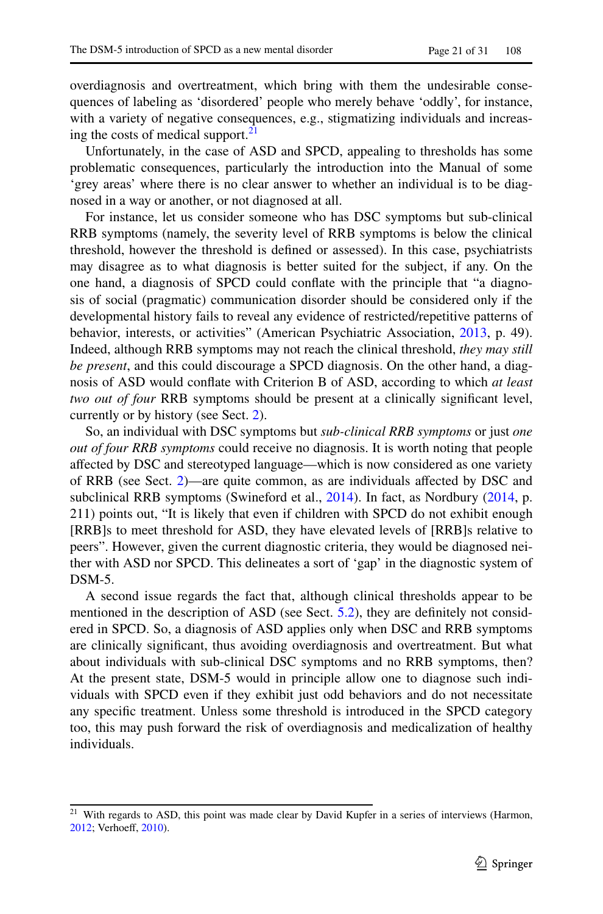overdiagnosis and overtreatment, which bring with them the undesirable consequences of labeling as 'disordered' people who merely behave 'oddly', for instance, with a variety of negative consequences, e.g., stigmatizing individuals and increasing the costs of medical support.[21]

Unfortunately, in the case of ASD and SPCD, appealing to thresholds has some problematic consequences, particularly the introduction into the Manual of some 'grey areas' where there is no clear answer to whether an individual is to be diagnosed in a way or another, or not diagnosed at all.

For instance, let us consider someone who has DSC symptoms but sub-clinical RRB symptoms (namely, the severity level of RRB symptoms is below the clinical threshold, however the threshold is defined or assessed). In this case, psychiatrists may disagree as to what diagnosis is better suited for the subject, if any. On the one hand, a diagnosis of SPCD could conflate with the principle that "a diagnosis of social (pragmatic) communication disorder should be considered only if the developmental history fails to reveal any evidence of restricted/repetitive patterns of behavior, interests, or activities" (American Psychiatric Association, 2013, p. 49). Indeed, although RRB symptoms may not reach the clinical threshold, *they may still be present*, and this could discourage a SPCD diagnosis. On the other hand, a diagnosis of ASD would conflate with Criterion B of ASD, according to which *at least two out of four* RRB symptoms should be present at a clinically significant level, currently or by history (see Sect. 2).

So, an individual with DSC symptoms but *sub-clinical RRB symptoms* or just *one out of four RRB symptoms* could receive no diagnosis. It is worth noting that people affected by DSC and stereotyped language—which is now considered as one variety of RRB (see Sect. 2)—are quite common, as are individuals affected by DSC and subclinical RRB symptoms (Swineford et al., 2014). In fact, as Nordbury (2014, p. 211) points out, "It is likely that even if children with SPCD do not exhibit enough [RRB]s to meet threshold for ASD, they have elevated levels of [RRB]s relative to peers". However, given the current diagnostic criteria, they would be diagnosed neither with ASD nor SPCD. This delineates a sort of 'gap' in the diagnostic system of DSM-5.

A second issue regards the fact that, although clinical thresholds appear to be mentioned in the description of ASD (see Sect. 5.2), they are definitely not considered in SPCD. So, a diagnosis of ASD applies only when DSC and RRB symptoms are clinically significant, thus avoiding overdiagnosis and overtreatment. But what about individuals with sub-clinical DSC symptoms and no RRB symptoms, then? At the present state, DSM-5 would in principle allow one to diagnose such individuals with SPCD even if they exhibit just odd behaviors and do not necessitate any specific treatment. Unless some threshold is introduced in the SPCD category too, this may push forward the risk of overdiagnosis and medicalization of healthy individuals.

---

[21] With regards to ASD, this point was made clear by David Kupfer in a series of interviews (Harmon, 2012; Verhoeff, 2010).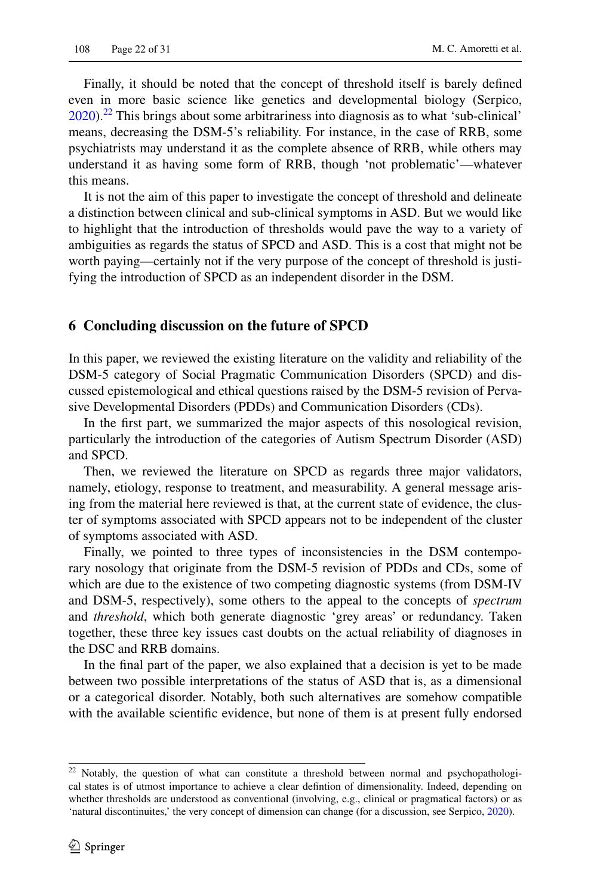Finally, it should be noted that the concept of threshold itself is barely defined even in more basic science like genetics and developmental biology (Serpico, 2020).[22] This brings about some arbitrariness into diagnosis as to what 'sub-clinical' means, decreasing the DSM-5's reliability. For instance, in the case of RRB, some psychiatrists may understand it as the complete absence of RRB, while others may understand it as having some form of RRB, though 'not problematic'—whatever this means.

It is not the aim of this paper to investigate the concept of threshold and delineate a distinction between clinical and sub-clinical symptoms in ASD. But we would like to highlight that the introduction of thresholds would pave the way to a variety of ambiguities as regards the status of SPCD and ASD. This is a cost that might not be worth paying—certainly not if the very purpose of the concept of threshold is justifying the introduction of SPCD as an independent disorder in the DSM.

## 6 Concluding discussion on the future of SPCD

In this paper, we reviewed the existing literature on the validity and reliability of the DSM-5 category of Social Pragmatic Communication Disorders (SPCD) and discussed epistemological and ethical questions raised by the DSM-5 revision of Pervasive Developmental Disorders (PDDs) and Communication Disorders (CDs).

In the first part, we summarized the major aspects of this nosological revision, particularly the introduction of the categories of Autism Spectrum Disorder (ASD) and SPCD.

Then, we reviewed the literature on SPCD as regards three major validators, namely, etiology, response to treatment, and measurability. A general message arising from the material here reviewed is that, at the current state of evidence, the cluster of symptoms associated with SPCD appears not to be independent of the cluster of symptoms associated with ASD.

Finally, we pointed to three types of inconsistencies in the DSM contemporary nosology that originate from the DSM-5 revision of PDDs and CDs, some of which are due to the existence of two competing diagnostic systems (from DSM-IV and DSM-5, respectively), some others to the appeal to the concepts of *spectrum* and *threshold*, which both generate diagnostic 'grey areas' or redundancy. Taken together, these three key issues cast doubts on the actual reliability of diagnoses in the DSC and RRB domains.

In the final part of the paper, we also explained that a decision is yet to be made between two possible interpretations of the status of ASD that is, as a dimensional or a categorical disorder. Notably, both such alternatives are somehow compatible with the available scientific evidence, but none of them is at present fully endorsed

---

[22] Notably, the question of what can constitute a threshold between normal and psychopathological states is of utmost importance to achieve a clear defintion of dimensionality. Indeed, depending on whether thresholds are understood as conventional (involving, e.g., clinical or pragmatical factors) or as 'natural discontinuites,' the very concept of dimension can change (for a discussion, see Serpico, 2020).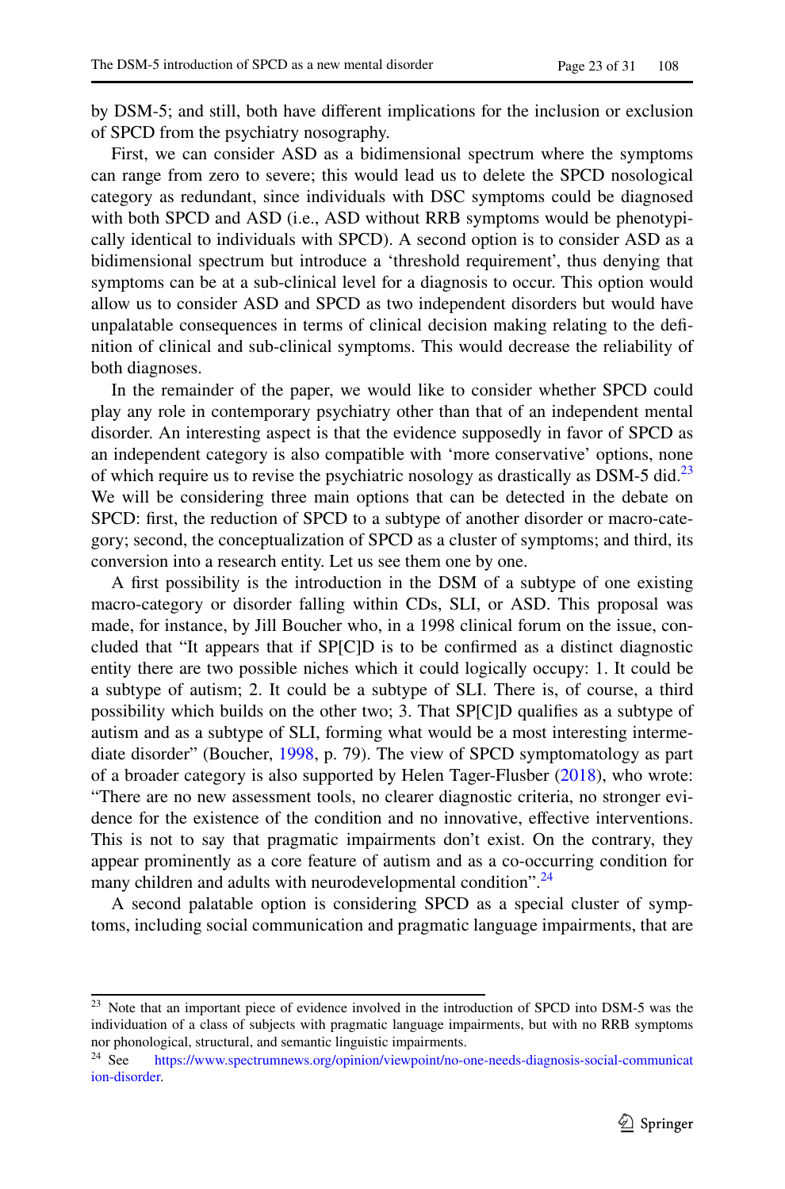by DSM-5; and still, both have different implications for the inclusion or exclusion of SPCD from the psychiatry nosography.

First, we can consider ASD as a bidimensional spectrum where the symptoms can range from zero to severe; this would lead us to delete the SPCD nosological category as redundant, since individuals with DSC symptoms could be diagnosed with both SPCD and ASD (i.e., ASD without RRB symptoms would be phenotypically identical to individuals with SPCD). A second option is to consider ASD as a bidimensional spectrum but introduce a 'threshold requirement', thus denying that symptoms can be at a sub-clinical level for a diagnosis to occur. This option would allow us to consider ASD and SPCD as two independent disorders but would have unpalatable consequences in terms of clinical decision making relating to the definition of clinical and sub-clinical symptoms. This would decrease the reliability of both diagnoses.

In the remainder of the paper, we would like to consider whether SPCD could play any role in contemporary psychiatry other than that of an independent mental disorder. An interesting aspect is that the evidence supposedly in favor of SPCD as an independent category is also compatible with 'more conservative' options, none of which require us to revise the psychiatric nosology as drastically as DSM-5 did.[23] We will be considering three main options that can be detected in the debate on SPCD: first, the reduction of SPCD to a subtype of another disorder or macro-category; second, the conceptualization of SPCD as a cluster of symptoms; and third, its conversion into a research entity. Let us see them one by one.

A first possibility is the introduction in the DSM of a subtype of one existing macro-category or disorder falling within CDs, SLI, or ASD. This proposal was made, for instance, by Jill Boucher who, in a 1998 clinical forum on the issue, concluded that "It appears that if SP[C]D is to be confirmed as a distinct diagnostic entity there are two possible niches which it could logically occupy: 1. It could be a subtype of autism; 2. It could be a subtype of SLI. There is, of course, a third possibility which builds on the other two; 3. That SP[C]D qualifies as a subtype of autism and as a subtype of SLI, forming what would be a most interesting intermediate disorder" (Boucher, 1998, p. 79). The view of SPCD symptomatology as part of a broader category is also supported by Helen Tager-Flusber (2018), who wrote: "There are no new assessment tools, no clearer diagnostic criteria, no stronger evidence for the existence of the condition and no innovative, effective interventions. This is not to say that pragmatic impairments don't exist. On the contrary, they appear prominently as a core feature of autism and as a co-occurring condition for many children and adults with neurodevelopmental condition".[24]

A second palatable option is considering SPCD as a special cluster of symptoms, including social communication and pragmatic language impairments, that are

---

[23] Note that an important piece of evidence involved in the introduction of SPCD into DSM-5 was the individuation of a class of subjects with pragmatic language impairments, but with no RRB symptoms nor phonological, structural, and semantic linguistic impairments.

[24] See https://www.spectrumnews.org/opinion/viewpoint/no-one-needs-diagnosis-social-communication-disorder.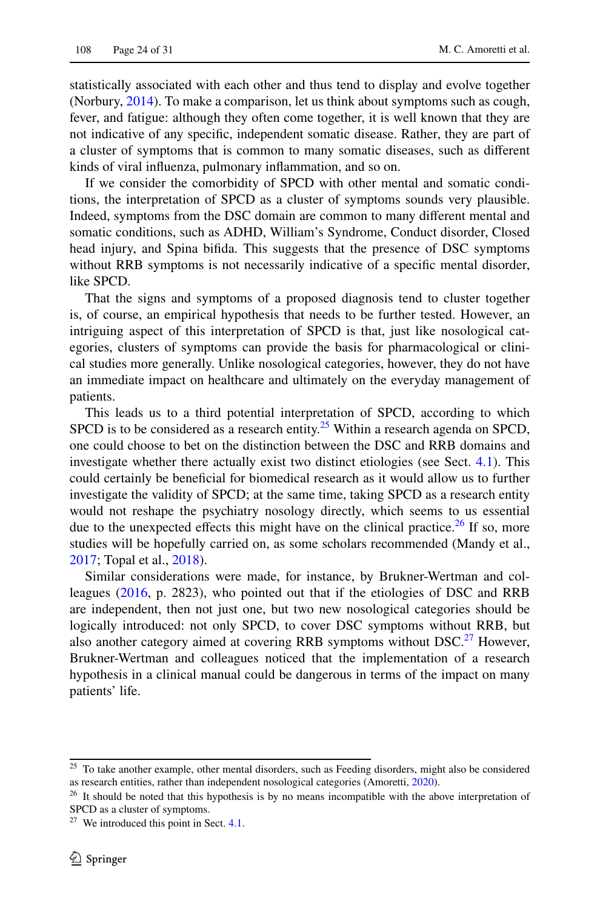statistically associated with each other and thus tend to display and evolve together (Norbury, 2014). To make a comparison, let us think about symptoms such as cough, fever, and fatigue: although they often come together, it is well known that they are not indicative of any specific, independent somatic disease. Rather, they are part of a cluster of symptoms that is common to many somatic diseases, such as different kinds of viral influenza, pulmonary inflammation, and so on.

If we consider the comorbidity of SPCD with other mental and somatic conditions, the interpretation of SPCD as a cluster of symptoms sounds very plausible. Indeed, symptoms from the DSC domain are common to many different mental and somatic conditions, such as ADHD, William's Syndrome, Conduct disorder, Closed head injury, and Spina bifida. This suggests that the presence of DSC symptoms without RRB symptoms is not necessarily indicative of a specific mental disorder, like SPCD.

That the signs and symptoms of a proposed diagnosis tend to cluster together is, of course, an empirical hypothesis that needs to be further tested. However, an intriguing aspect of this interpretation of SPCD is that, just like nosological categories, clusters of symptoms can provide the basis for pharmacological or clinical studies more generally. Unlike nosological categories, however, they do not have an immediate impact on healthcare and ultimately on the everyday management of patients.

This leads us to a third potential interpretation of SPCD, according to which SPCD is to be considered as a research entity.[25] Within a research agenda on SPCD, one could choose to bet on the distinction between the DSC and RRB domains and investigate whether there actually exist two distinct etiologies (see Sect. 4.1). This could certainly be beneficial for biomedical research as it would allow us to further investigate the validity of SPCD; at the same time, taking SPCD as a research entity would not reshape the psychiatry nosology directly, which seems to us essential due to the unexpected effects this might have on the clinical practice.[26] If so, more studies will be hopefully carried on, as some scholars recommended (Mandy et al., 2017; Topal et al., 2018).

Similar considerations were made, for instance, by Brukner-Wertman and colleagues (2016, p. 2823), who pointed out that if the etiologies of DSC and RRB are independent, then not just one, but two new nosological categories should be logically introduced: not only SPCD, to cover DSC symptoms without RRB, but also another category aimed at covering RRB symptoms without DSC.[27] However, Brukner-Wertman and colleagues noticed that the implementation of a research hypothesis in a clinical manual could be dangerous in terms of the impact on many patients' life.

---

[25] To take another example, other mental disorders, such as Feeding disorders, might also be considered as research entities, rather than independent nosological categories (Amoretti, 2020).

[26] It should be noted that this hypothesis is by no means incompatible with the above interpretation of SPCD as a cluster of symptoms.

[27] We introduced this point in Sect. 4.1.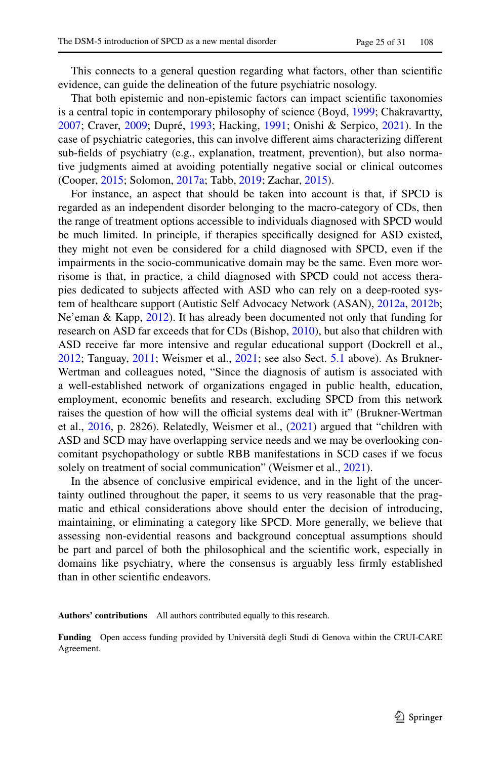This connects to a general question regarding what factors, other than scientific evidence, can guide the delineation of the future psychiatric nosology.

That both epistemic and non-epistemic factors can impact scientific taxonomies is a central topic in contemporary philosophy of science (Boyd, 1999; Chakravartty, 2007; Craver, 2009; Dupré, 1993; Hacking, 1991; Onishi & Serpico, 2021). In the case of psychiatric categories, this can involve different aims characterizing different sub-fields of psychiatry (e.g., explanation, treatment, prevention), but also normative judgments aimed at avoiding potentially negative social or clinical outcomes (Cooper, 2015; Solomon, 2017a; Tabb, 2019; Zachar, 2015).

For instance, an aspect that should be taken into account is that, if SPCD is regarded as an independent disorder belonging to the macro-category of CDs, then the range of treatment options accessible to individuals diagnosed with SPCD would be much limited. In principle, if therapies specifically designed for ASD existed, they might not even be considered for a child diagnosed with SPCD, even if the impairments in the socio-communicative domain may be the same. Even more worrisome is that, in practice, a child diagnosed with SPCD could not access therapies dedicated to subjects affected with ASD who can rely on a deep-rooted system of healthcare support (Autistic Self Advocacy Network (ASAN), 2012a, 2012b; Ne'eman & Kapp, 2012). It has already been documented not only that funding for research on ASD far exceeds that for CDs (Bishop, 2010), but also that children with ASD receive far more intensive and regular educational support (Dockrell et al., 2012; Tanguay, 2011; Weismer et al., 2021; see also Sect. 5.1 above). As Brukner-Wertman and colleagues noted, "Since the diagnosis of autism is associated with a well-established network of organizations engaged in public health, education, employment, economic benefits and research, excluding SPCD from this network raises the question of how will the official systems deal with it" (Brukner-Wertman et al., 2016, p. 2826). Relatedly, Weismer et al., (2021) argued that "children with ASD and SCD may have overlapping service needs and we may be overlooking concomitant psychopathology or subtle RBB manifestations in SCD cases if we focus solely on treatment of social communication" (Weismer et al., 2021).

In the absence of conclusive empirical evidence, and in the light of the uncertainty outlined throughout the paper, it seems to us very reasonable that the pragmatic and ethical considerations above should enter the decision of introducing, maintaining, or eliminating a category like SPCD. More generally, we believe that assessing non-evidential reasons and background conceptual assumptions should be part and parcel of both the philosophical and the scientific work, especially in domains like psychiatry, where the consensus is arguably less firmly established than in other scientific endeavors.

**Authors' contributions** All authors contributed equally to this research.

**Funding** Open access funding provided by Università degli Studi di Genova within the CRUI-CARE Agreement.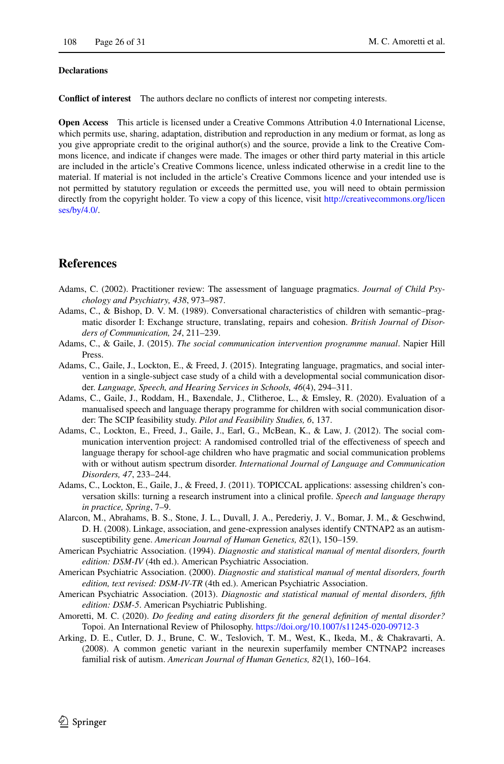**Declarations**

**Conflict of interest** The authors declare no conflicts of interest nor competing interests.

**Open Access** This article is licensed under a Creative Commons Attribution 4.0 International License, which permits use, sharing, adaptation, distribution and reproduction in any medium or format, as long as you give appropriate credit to the original author(s) and the source, provide a link to the Creative Commons licence, and indicate if changes were made. The images or other third party material in this article are included in the article's Creative Commons licence, unless indicated otherwise in a credit line to the material. If material is not included in the article's Creative Commons licence and your intended use is not permitted by statutory regulation or exceeds the permitted use, you will need to obtain permission directly from the copyright holder. To view a copy of this licence, visit http://creativecommons.org/licenses/by/4.0/.

## References

Adams, C. (2002). Practitioner review: The assessment of language pragmatics. *Journal of Child Psychology and Psychiatry, 438*, 973–987.

Adams, C., & Bishop, D. V. M. (1989). Conversational characteristics of children with semantic–pragmatic disorder I: Exchange structure, translating, repairs and cohesion. *British Journal of Disorders of Communication, 24*, 211–239.

Adams, C., & Gaile, J. (2015). *The social communication intervention programme manual*. Napier Hill Press.

Adams, C., Gaile, J., Lockton, E., & Freed, J. (2015). Integrating language, pragmatics, and social intervention in a single-subject case study of a child with a developmental social communication disorder. *Language, Speech, and Hearing Services in Schools, 46*(4), 294–311.

Adams, C., Gaile, J., Roddam, H., Baxendale, J., Clitheroe, L., & Emsley, R. (2020). Evaluation of a manualised speech and language therapy programme for children with social communication disorder: The SCIP feasibility study. *Pilot and Feasibility Studies, 6*, 137.

Adams, C., Lockton, E., Freed, J., Gaile, J., Earl, G., McBean, K., & Law, J. (2012). The social communication intervention project: A randomised controlled trial of the effectiveness of speech and language therapy for school-age children who have pragmatic and social communication problems with or without autism spectrum disorder. *International Journal of Language and Communication Disorders, 47*, 233–244.

Adams, C., Lockton, E., Gaile, J., & Freed, J. (2011). TOPICCAL applications: assessing children's conversation skills: turning a research instrument into a clinical profile. *Speech and language therapy in practice, Spring*, 7–9.

Alarcon, M., Abrahams, B. S., Stone, J. L., Duvall, J. A., Perederiy, J. V., Bomar, J. M., & Geschwind, D. H. (2008). Linkage, association, and gene-expression analyses identify CNTNAP2 as an autism-susceptibility gene. *American Journal of Human Genetics, 82*(1), 150–159.

American Psychiatric Association. (1994). *Diagnostic and statistical manual of mental disorders, fourth edition: DSM-IV* (4th ed.). American Psychiatric Association.

American Psychiatric Association. (2000). *Diagnostic and statistical manual of mental disorders, fourth edition, text revised: DSM-IV-TR* (4th ed.). American Psychiatric Association.

American Psychiatric Association. (2013). *Diagnostic and statistical manual of mental disorders, fifth edition: DSM-5*. American Psychiatric Publishing.

Amoretti, M. C. (2020). *Do feeding and eating disorders fit the general definition of mental disorder?* Topoi. An International Review of Philosophy. https://doi.org/10.1007/s11245-020-09712-3

Arking, D. E., Cutler, D. J., Brune, C. W., Teslovich, T. M., West, K., Ikeda, M., & Chakravarti, A. (2008). A common genetic variant in the neurexin superfamily member CNTNAP2 increases familial risk of autism. *American Journal of Human Genetics, 82*(1), 160–164.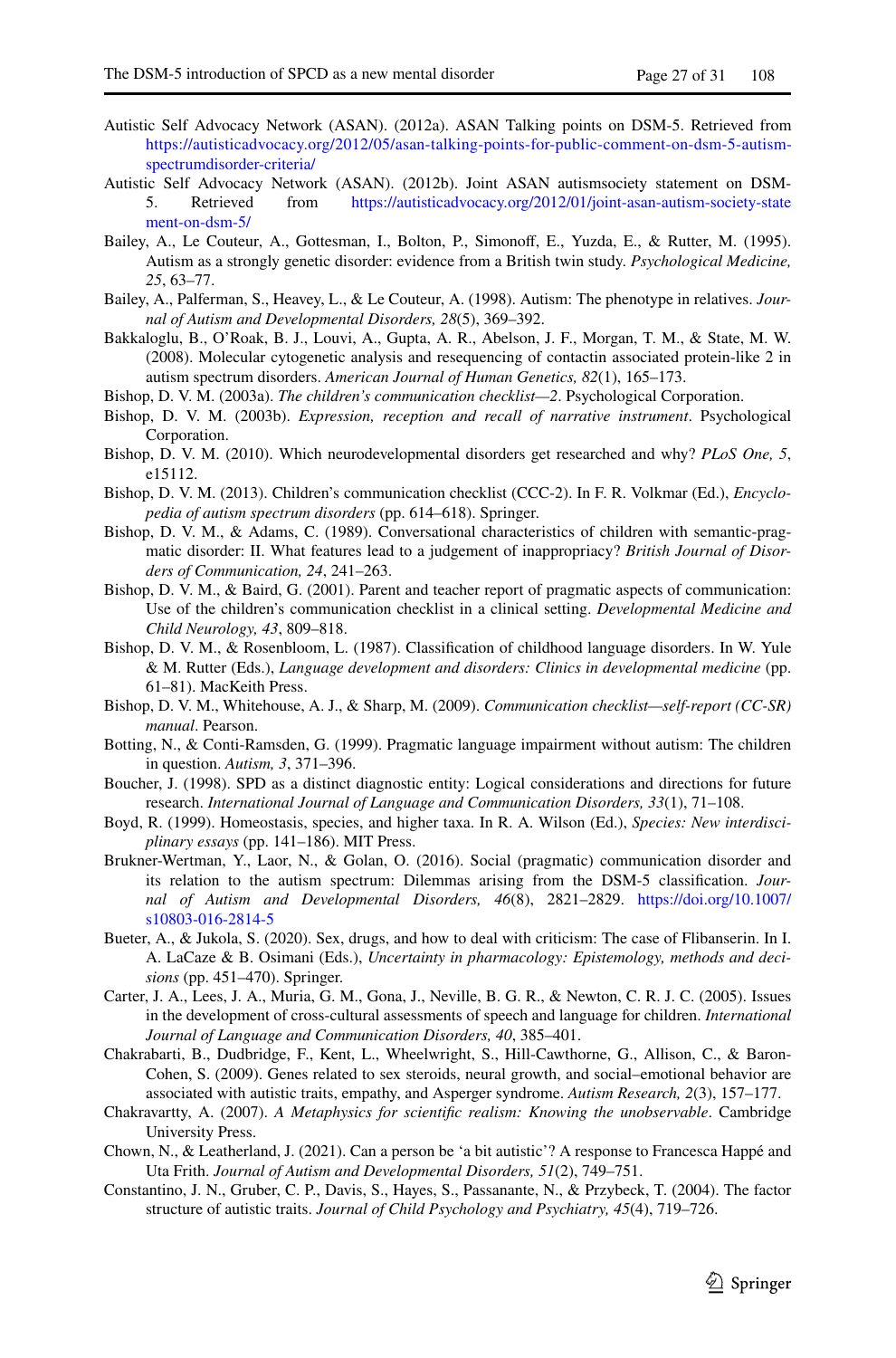Autistic Self Advocacy Network (ASAN). (2012a). ASAN Talking points on DSM-5. Retrieved from https://autisticadvocacy.org/2012/05/asan-talking-points-for-public-comment-on-dsm-5-autism-spectrumdisorder-criteria/

Autistic Self Advocacy Network (ASAN). (2012b). Joint ASAN autismsociety statement on DSM-5. Retrieved from https://autisticadvocacy.org/2012/01/joint-asan-autism-society-statement-on-dsm-5/

Bailey, A., Le Couteur, A., Gottesman, I., Bolton, P., Simonoff, E., Yuzda, E., & Rutter, M. (1995). Autism as a strongly genetic disorder: evidence from a British twin study. *Psychological Medicine, 25*, 63–77.

Bailey, A., Palferman, S., Heavey, L., & Le Couteur, A. (1998). Autism: The phenotype in relatives. *Journal of Autism and Developmental Disorders, 28*(5), 369–392.

Bakkaloglu, B., O'Roak, B. J., Louvi, A., Gupta, A. R., Abelson, J. F., Morgan, T. M., & State, M. W. (2008). Molecular cytogenetic analysis and resequencing of contactin associated protein-like 2 in autism spectrum disorders. *American Journal of Human Genetics, 82*(1), 165–173.

Bishop, D. V. M. (2003a). *The children's communication checklist—2*. Psychological Corporation.

Bishop, D. V. M. (2003b). *Expression, reception and recall of narrative instrument*. Psychological Corporation.

Bishop, D. V. M. (2010). Which neurodevelopmental disorders get researched and why? *PLoS One, 5*, e15112.

Bishop, D. V. M. (2013). Children's communication checklist (CCC-2). In F. R. Volkmar (Ed.), *Encyclopedia of autism spectrum disorders* (pp. 614–618). Springer.

Bishop, D. V. M., & Adams, C. (1989). Conversational characteristics of children with semantic-pragmatic disorder: II. What features lead to a judgement of inappropriacy? *British Journal of Disorders of Communication, 24*, 241–263.

Bishop, D. V. M., & Baird, G. (2001). Parent and teacher report of pragmatic aspects of communication: Use of the children's communication checklist in a clinical setting. *Developmental Medicine and Child Neurology, 43*, 809–818.

Bishop, D. V. M., & Rosenbloom, L. (1987). Classification of childhood language disorders. In W. Yule & M. Rutter (Eds.), *Language development and disorders: Clinics in developmental medicine* (pp. 61–81). MacKeith Press.

Bishop, D. V. M., Whitehouse, A. J., & Sharp, M. (2009). *Communication checklist—self-report (CC-SR) manual*. Pearson.

Botting, N., & Conti-Ramsden, G. (1999). Pragmatic language impairment without autism: The children in question. *Autism, 3*, 371–396.

Boucher, J. (1998). SPD as a distinct diagnostic entity: Logical considerations and directions for future research. *International Journal of Language and Communication Disorders, 33*(1), 71–108.

Boyd, R. (1999). Homeostasis, species, and higher taxa. In R. A. Wilson (Ed.), *Species: New interdisciplinary essays* (pp. 141–186). MIT Press.

Brukner-Wertman, Y., Laor, N., & Golan, O. (2016). Social (pragmatic) communication disorder and its relation to the autism spectrum: Dilemmas arising from the DSM-5 classification. *Journal of Autism and Developmental Disorders, 46*(8), 2821–2829. https://doi.org/10.1007/s10803-016-2814-5

Bueter, A., & Jukola, S. (2020). Sex, drugs, and how to deal with criticism: The case of Flibanserin. In I. A. LaCaze & B. Osimani (Eds.), *Uncertainty in pharmacology: Epistemology, methods and decisions* (pp. 451–470). Springer.

Carter, J. A., Lees, J. A., Muria, G. M., Gona, J., Neville, B. G. R., & Newton, C. R. J. C. (2005). Issues in the development of cross-cultural assessments of speech and language for children. *International Journal of Language and Communication Disorders, 40*, 385–401.

Chakrabarti, B., Dudbridge, F., Kent, L., Wheelwright, S., Hill-Cawthorne, G., Allison, C., & Baron-Cohen, S. (2009). Genes related to sex steroids, neural growth, and social–emotional behavior are associated with autistic traits, empathy, and Asperger syndrome. *Autism Research, 2*(3), 157–177.

Chakravartty, A. (2007). *A Metaphysics for scientific realism: Knowing the unobservable*. Cambridge University Press.

Chown, N., & Leatherland, J. (2021). Can a person be 'a bit autistic'? A response to Francesca Happé and Uta Frith. *Journal of Autism and Developmental Disorders, 51*(2), 749–751.

Constantino, J. N., Gruber, C. P., Davis, S., Hayes, S., Passanante, N., & Przybeck, T. (2004). The factor structure of autistic traits. *Journal of Child Psychology and Psychiatry, 45*(4), 719–726.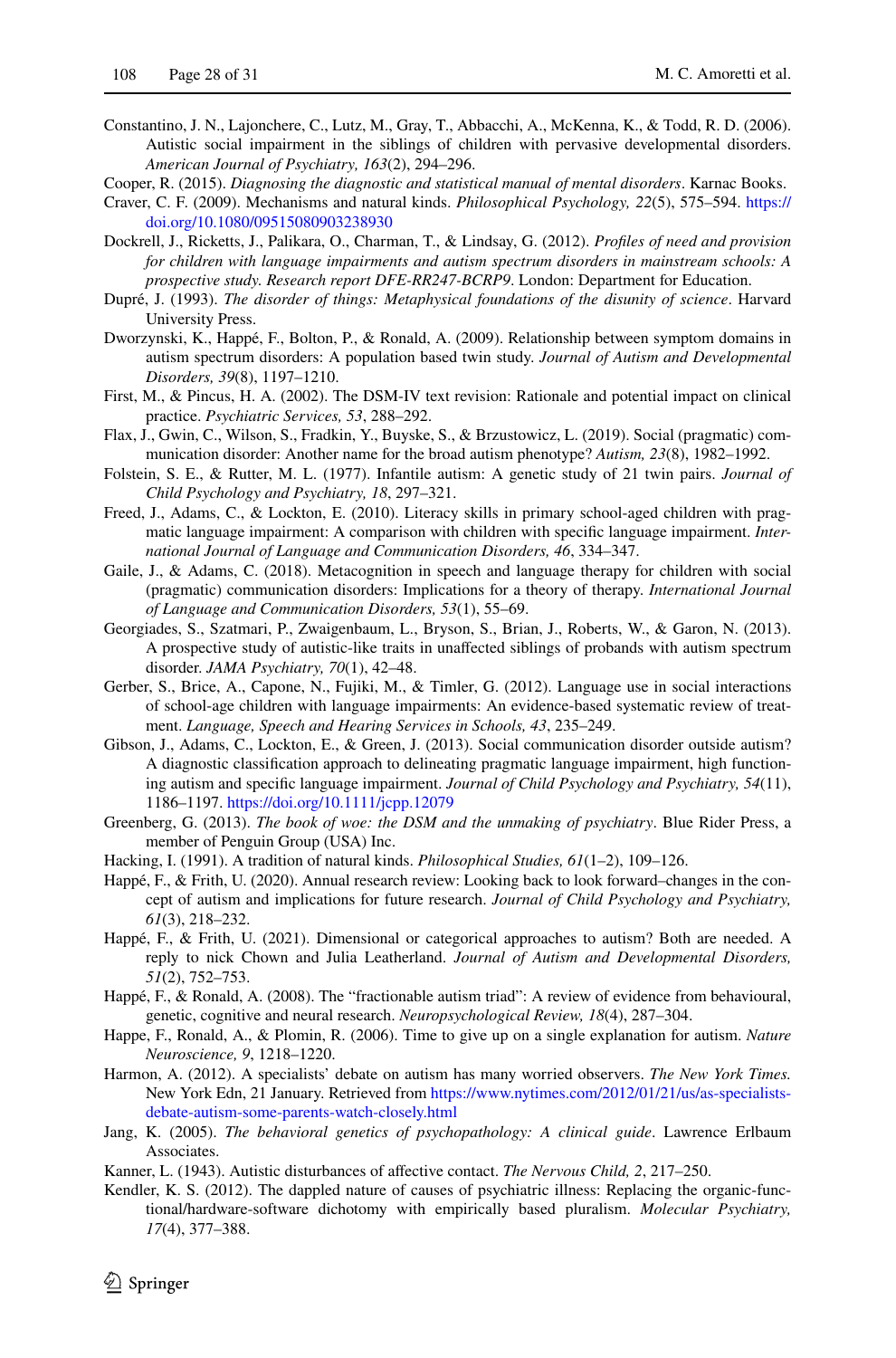Constantino, J. N., Lajonchere, C., Lutz, M., Gray, T., Abbacchi, A., McKenna, K., & Todd, R. D. (2006). Autistic social impairment in the siblings of children with pervasive developmental disorders. *American Journal of Psychiatry, 163*(2), 294–296.

Cooper, R. (2015). *Diagnosing the diagnostic and statistical manual of mental disorders*. Karnac Books.

Craver, C. F. (2009). Mechanisms and natural kinds. *Philosophical Psychology, 22*(5), 575–594. https://doi.org/10.1080/09515080903238930

Dockrell, J., Ricketts, J., Palikara, O., Charman, T., & Lindsay, G. (2012). *Profiles of need and provision for children with language impairments and autism spectrum disorders in mainstream schools: A prospective study. Research report DFE-RR247-BCRP9*. London: Department for Education.

Dupré, J. (1993). *The disorder of things: Metaphysical foundations of the disunity of science*. Harvard University Press.

Dworzynski, K., Happé, F., Bolton, P., & Ronald, A. (2009). Relationship between symptom domains in autism spectrum disorders: A population based twin study. *Journal of Autism and Developmental Disorders, 39*(8), 1197–1210.

First, M., & Pincus, H. A. (2002). The DSM-IV text revision: Rationale and potential impact on clinical practice. *Psychiatric Services, 53*, 288–292.

Flax, J., Gwin, C., Wilson, S., Fradkin, Y., Buyske, S., & Brzustowicz, L. (2019). Social (pragmatic) communication disorder: Another name for the broad autism phenotype? *Autism, 23*(8), 1982–1992.

Folstein, S. E., & Rutter, M. L. (1977). Infantile autism: A genetic study of 21 twin pairs. *Journal of Child Psychology and Psychiatry, 18*, 297–321.

Freed, J., Adams, C., & Lockton, E. (2010). Literacy skills in primary school-aged children with pragmatic language impairment: A comparison with children with specific language impairment. *International Journal of Language and Communication Disorders, 46*, 334–347.

Gaile, J., & Adams, C. (2018). Metacognition in speech and language therapy for children with social (pragmatic) communication disorders: Implications for a theory of therapy. *International Journal of Language and Communication Disorders, 53*(1), 55–69.

Georgiades, S., Szatmari, P., Zwaigenbaum, L., Bryson, S., Brian, J., Roberts, W., & Garon, N. (2013). A prospective study of autistic-like traits in unaffected siblings of probands with autism spectrum disorder. *JAMA Psychiatry, 70*(1), 42–48.

Gerber, S., Brice, A., Capone, N., Fujiki, M., & Timler, G. (2012). Language use in social interactions of school-age children with language impairments: An evidence-based systematic review of treatment. *Language, Speech and Hearing Services in Schools, 43*, 235–249.

Gibson, J., Adams, C., Lockton, E., & Green, J. (2013). Social communication disorder outside autism? A diagnostic classification approach to delineating pragmatic language impairment, high functioning autism and specific language impairment. *Journal of Child Psychology and Psychiatry, 54*(11), 1186–1197. https://doi.org/10.1111/jcpp.12079

Greenberg, G. (2013). *The book of woe: the DSM and the unmaking of psychiatry*. Blue Rider Press, a member of Penguin Group (USA) Inc.

Hacking, I. (1991). A tradition of natural kinds. *Philosophical Studies, 61*(1–2), 109–126.

Happé, F., & Frith, U. (2020). Annual research review: Looking back to look forward–changes in the concept of autism and implications for future research. *Journal of Child Psychology and Psychiatry, 61*(3), 218–232.

Happé, F., & Frith, U. (2021). Dimensional or categorical approaches to autism? Both are needed. A reply to nick Chown and Julia Leatherland. *Journal of Autism and Developmental Disorders, 51*(2), 752–753.

Happé, F., & Ronald, A. (2008). The "fractionable autism triad": A review of evidence from behavioural, genetic, cognitive and neural research. *Neuropsychological Review, 18*(4), 287–304.

Happe, F., Ronald, A., & Plomin, R. (2006). Time to give up on a single explanation for autism. *Nature Neuroscience, 9*, 1218–1220.

Harmon, A. (2012). A specialists' debate on autism has many worried observers. *The New York Times*. New York Edn, 21 January. Retrieved from https://www.nytimes.com/2012/01/21/us/as-specialists-debate-autism-some-parents-watch-closely.html

Jang, K. (2005). *The behavioral genetics of psychopathology: A clinical guide*. Lawrence Erlbaum Associates.

Kanner, L. (1943). Autistic disturbances of affective contact. *The Nervous Child, 2*, 217–250.

Kendler, K. S. (2012). The dappled nature of causes of psychiatric illness: Replacing the organic-functional/hardware-software dichotomy with empirically based pluralism. *Molecular Psychiatry, 17*(4), 377–388.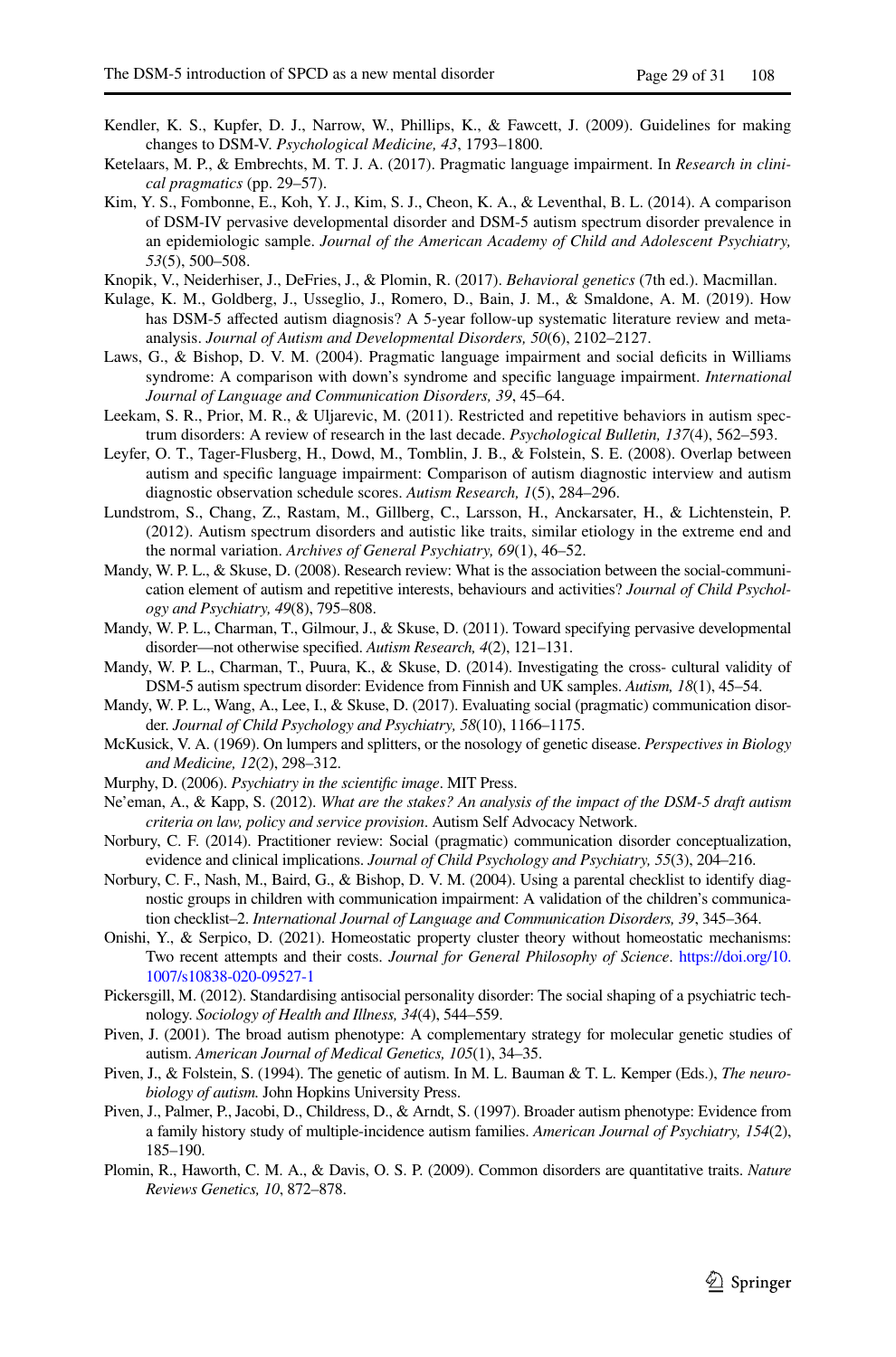Kendler, K. S., Kupfer, D. J., Narrow, W., Phillips, K., & Fawcett, J. (2009). Guidelines for making changes to DSM-V. *Psychological Medicine, 43*, 1793–1800.

Ketelaars, M. P., & Embrechts, M. T. J. A. (2017). Pragmatic language impairment. In *Research in clinical pragmatics* (pp. 29–57).

Kim, Y. S., Fombonne, E., Koh, Y. J., Kim, S. J., Cheon, K. A., & Leventhal, B. L. (2014). A comparison of DSM-IV pervasive developmental disorder and DSM-5 autism spectrum disorder prevalence in an epidemiologic sample. *Journal of the American Academy of Child and Adolescent Psychiatry, 53*(5), 500–508.

Knopik, V., Neiderhiser, J., DeFries, J., & Plomin, R. (2017). *Behavioral genetics* (7th ed.). Macmillan.

Kulage, K. M., Goldberg, J., Usseglio, J., Romero, D., Bain, J. M., & Smaldone, A. M. (2019). How has DSM-5 affected autism diagnosis? A 5-year follow-up systematic literature review and meta-analysis. *Journal of Autism and Developmental Disorders, 50*(6), 2102–2127.

Laws, G., & Bishop, D. V. M. (2004). Pragmatic language impairment and social deficits in Williams syndrome: A comparison with down's syndrome and specific language impairment. *International Journal of Language and Communication Disorders, 39*, 45–64.

Leekam, S. R., Prior, M. R., & Uljarevic, M. (2011). Restricted and repetitive behaviors in autism spectrum disorders: A review of research in the last decade. *Psychological Bulletin, 137*(4), 562–593.

Leyfer, O. T., Tager-Flusberg, H., Dowd, M., Tomblin, J. B., & Folstein, S. E. (2008). Overlap between autism and specific language impairment: Comparison of autism diagnostic interview and autism diagnostic observation schedule scores. *Autism Research, 1*(5), 284–296.

Lundstrom, S., Chang, Z., Rastam, M., Gillberg, C., Larsson, H., Anckarsater, H., & Lichtenstein, P. (2012). Autism spectrum disorders and autistic like traits, similar etiology in the extreme end and the normal variation. *Archives of General Psychiatry, 69*(1), 46–52.

Mandy, W. P. L., & Skuse, D. (2008). Research review: What is the association between the social-communication element of autism and repetitive interests, behaviours and activities? *Journal of Child Psychology and Psychiatry, 49*(8), 795–808.

Mandy, W. P. L., Charman, T., Gilmour, J., & Skuse, D. (2011). Toward specifying pervasive developmental disorder—not otherwise specified. *Autism Research, 4*(2), 121–131.

Mandy, W. P. L., Charman, T., Puura, K., & Skuse, D. (2014). Investigating the cross- cultural validity of DSM-5 autism spectrum disorder: Evidence from Finnish and UK samples. *Autism, 18*(1), 45–54.

Mandy, W. P. L., Wang, A., Lee, I., & Skuse, D. (2017). Evaluating social (pragmatic) communication disorder. *Journal of Child Psychology and Psychiatry, 58*(10), 1166–1175.

McKusick, V. A. (1969). On lumpers and splitters, or the nosology of genetic disease. *Perspectives in Biology and Medicine, 12*(2), 298–312.

Murphy, D. (2006). *Psychiatry in the scientific image*. MIT Press.

Ne'eman, A., & Kapp, S. (2012). *What are the stakes? An analysis of the impact of the DSM-5 draft autism criteria on law, policy and service provision*. Autism Self Advocacy Network.

Norbury, C. F. (2014). Practitioner review: Social (pragmatic) communication disorder conceptualization, evidence and clinical implications. *Journal of Child Psychology and Psychiatry, 55*(3), 204–216.

Norbury, C. F., Nash, M., Baird, G., & Bishop, D. V. M. (2004). Using a parental checklist to identify diagnostic groups in children with communication impairment: A validation of the children's communication checklist–2. *International Journal of Language and Communication Disorders, 39*, 345–364.

Onishi, Y., & Serpico, D. (2021). Homeostatic property cluster theory without homeostatic mechanisms: Two recent attempts and their costs. *Journal for General Philosophy of Science*. https://doi.org/10.1007/s10838-020-09527-1

Pickersgill, M. (2012). Standardising antisocial personality disorder: The social shaping of a psychiatric technology. *Sociology of Health and Illness, 34*(4), 544–559.

Piven, J. (2001). The broad autism phenotype: A complementary strategy for molecular genetic studies of autism. *American Journal of Medical Genetics, 105*(1), 34–35.

Piven, J., & Folstein, S. (1994). The genetic of autism. In M. L. Bauman & T. L. Kemper (Eds.), *The neurobiology of autism.* John Hopkins University Press.

Piven, J., Palmer, P., Jacobi, D., Childress, D., & Arndt, S. (1997). Broader autism phenotype: Evidence from a family history study of multiple-incidence autism families. *American Journal of Psychiatry, 154*(2), 185–190.

Plomin, R., Haworth, C. M. A., & Davis, O. S. P. (2009). Common disorders are quantitative traits. *Nature Reviews Genetics, 10*, 872–878.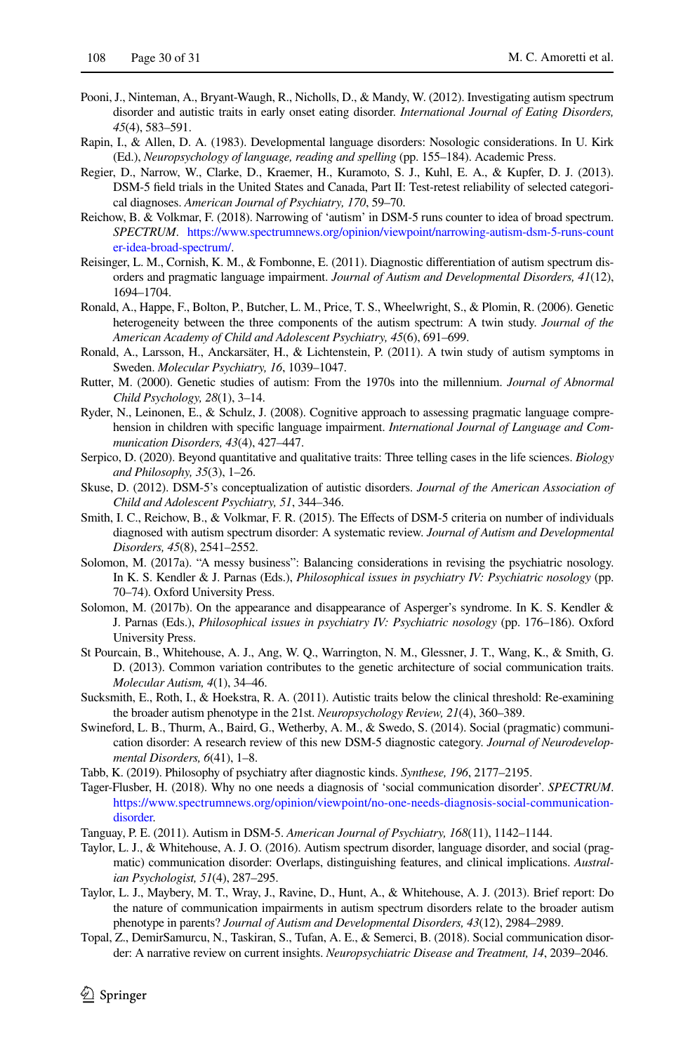Pooni, J., Ninteman, A., Bryant-Waugh, R., Nicholls, D., & Mandy, W. (2012). Investigating autism spectrum disorder and autistic traits in early onset eating disorder. *International Journal of Eating Disorders, 45*(4), 583–591.

Rapin, I., & Allen, D. A. (1983). Developmental language disorders: Nosologic considerations. In U. Kirk (Ed.), *Neuropsychology of language, reading and spelling* (pp. 155–184). Academic Press.

Regier, D., Narrow, W., Clarke, D., Kraemer, H., Kuramoto, S. J., Kuhl, E. A., & Kupfer, D. J. (2013). DSM-5 field trials in the United States and Canada, Part II: Test-retest reliability of selected categorical diagnoses. *American Journal of Psychiatry, 170*, 59–70.

Reichow, B. & Volkmar, F. (2018). Narrowing of 'autism' in DSM-5 runs counter to idea of broad spectrum. *SPECTRUM*. https://www.spectrumnews.org/opinion/viewpoint/narrowing-autism-dsm-5-runs-counter-idea-broad-spectrum/.

Reisinger, L. M., Cornish, K. M., & Fombonne, E. (2011). Diagnostic differentiation of autism spectrum disorders and pragmatic language impairment. *Journal of Autism and Developmental Disorders, 41*(12), 1694–1704.

Ronald, A., Happe, F., Bolton, P., Butcher, L. M., Price, T. S., Wheelwright, S., & Plomin, R. (2006). Genetic heterogeneity between the three components of the autism spectrum: A twin study. *Journal of the American Academy of Child and Adolescent Psychiatry, 45*(6), 691–699.

Ronald, A., Larsson, H., Anckarsäter, H., & Lichtenstein, P. (2011). A twin study of autism symptoms in Sweden. *Molecular Psychiatry, 16*, 1039–1047.

Rutter, M. (2000). Genetic studies of autism: From the 1970s into the millennium. *Journal of Abnormal Child Psychology, 28*(1), 3–14.

Ryder, N., Leinonen, E., & Schulz, J. (2008). Cognitive approach to assessing pragmatic language comprehension in children with specific language impairment. *International Journal of Language and Communication Disorders, 43*(4), 427–447.

Serpico, D. (2020). Beyond quantitative and qualitative traits: Three telling cases in the life sciences. *Biology and Philosophy, 35*(3), 1–26.

Skuse, D. (2012). DSM-5's conceptualization of autistic disorders. *Journal of the American Association of Child and Adolescent Psychiatry, 51*, 344–346.

Smith, I. C., Reichow, B., & Volkmar, F. R. (2015). The Effects of DSM-5 criteria on number of individuals diagnosed with autism spectrum disorder: A systematic review. *Journal of Autism and Developmental Disorders, 45*(8), 2541–2552.

Solomon, M. (2017a). "A messy business": Balancing considerations in revising the psychiatric nosology. In K. S. Kendler & J. Parnas (Eds.), *Philosophical issues in psychiatry IV: Psychiatric nosology* (pp. 70–74). Oxford University Press.

Solomon, M. (2017b). On the appearance and disappearance of Asperger's syndrome. In K. S. Kendler & J. Parnas (Eds.), *Philosophical issues in psychiatry IV: Psychiatric nosology* (pp. 176–186). Oxford University Press.

St Pourcain, B., Whitehouse, A. J., Ang, W. Q., Warrington, N. M., Glessner, J. T., Wang, K., & Smith, G. D. (2013). Common variation contributes to the genetic architecture of social communication traits. *Molecular Autism, 4*(1), 34–46.

Sucksmith, E., Roth, I., & Hoekstra, R. A. (2011). Autistic traits below the clinical threshold: Re-examining the broader autism phenotype in the 21st. *Neuropsychology Review, 21*(4), 360–389.

Swineford, L. B., Thurm, A., Baird, G., Wetherby, A. M., & Swedo, S. (2014). Social (pragmatic) communication disorder: A research review of this new DSM-5 diagnostic category. *Journal of Neurodevelopmental Disorders, 6*(41), 1–8.

Tabb, K. (2019). Philosophy of psychiatry after diagnostic kinds. *Synthese, 196*, 2177–2195.

Tager-Flusber, H. (2018). Why no one needs a diagnosis of 'social communication disorder'. *SPECTRUM*. https://www.spectrumnews.org/opinion/viewpoint/no-one-needs-diagnosis-social-communication-disorder.

Tanguay, P. E. (2011). Autism in DSM-5. *American Journal of Psychiatry, 168*(11), 1142–1144.

Taylor, L. J., & Whitehouse, A. J. O. (2016). Autism spectrum disorder, language disorder, and social (pragmatic) communication disorder: Overlaps, distinguishing features, and clinical implications. *Australian Psychologist, 51*(4), 287–295.

Taylor, L. J., Maybery, M. T., Wray, J., Ravine, D., Hunt, A., & Whitehouse, A. J. (2013). Brief report: Do the nature of communication impairments in autism spectrum disorders relate to the broader autism phenotype in parents? *Journal of Autism and Developmental Disorders, 43*(12), 2984–2989.

Topal, Z., DemirSamurcu, N., Taskiran, S., Tufan, A. E., & Semerci, B. (2018). Social communication disorder: A narrative review on current insights. *Neuropsychiatric Disease and Treatment, 14*, 2039–2046.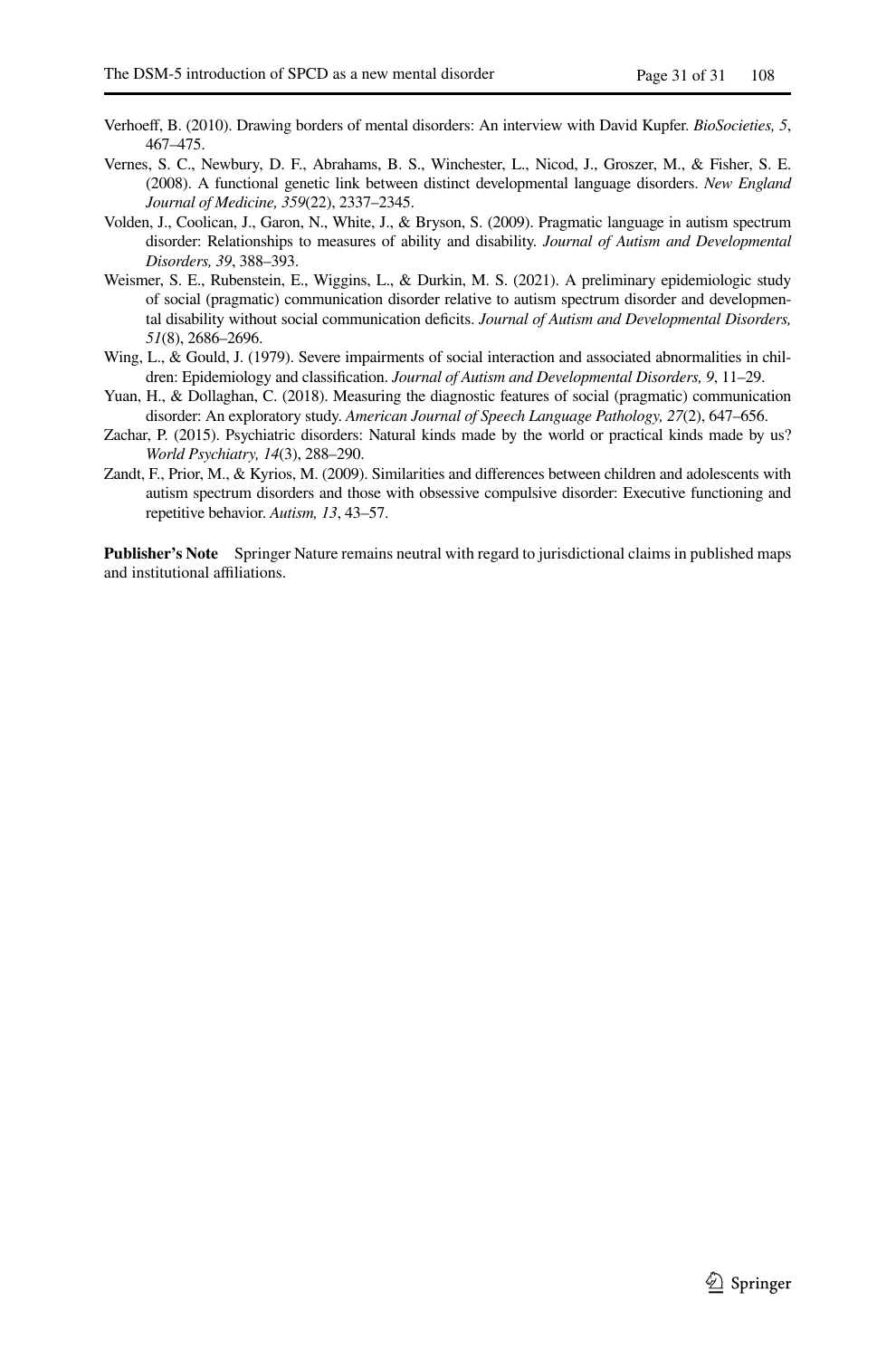Verhoeff, B. (2010). Drawing borders of mental disorders: An interview with David Kupfer. *BioSocieties, 5*, 467–475.

Vernes, S. C., Newbury, D. F., Abrahams, B. S., Winchester, L., Nicod, J., Groszer, M., & Fisher, S. E. (2008). A functional genetic link between distinct developmental language disorders. *New England Journal of Medicine, 359*(22), 2337–2345.

Volden, J., Coolican, J., Garon, N., White, J., & Bryson, S. (2009). Pragmatic language in autism spectrum disorder: Relationships to measures of ability and disability. *Journal of Autism and Developmental Disorders, 39*, 388–393.

Weismer, S. E., Rubenstein, E., Wiggins, L., & Durkin, M. S. (2021). A preliminary epidemiologic study of social (pragmatic) communication disorder relative to autism spectrum disorder and developmental disability without social communication deficits. *Journal of Autism and Developmental Disorders, 51*(8), 2686–2696.

Wing, L., & Gould, J. (1979). Severe impairments of social interaction and associated abnormalities in children: Epidemiology and classification. *Journal of Autism and Developmental Disorders, 9*, 11–29.

Yuan, H., & Dollaghan, C. (2018). Measuring the diagnostic features of social (pragmatic) communication disorder: An exploratory study. *American Journal of Speech Language Pathology, 27*(2), 647–656.

Zachar, P. (2015). Psychiatric disorders: Natural kinds made by the world or practical kinds made by us? *World Psychiatry, 14*(3), 288–290.

Zandt, F., Prior, M., & Kyrios, M. (2009). Similarities and differences between children and adolescents with autism spectrum disorders and those with obsessive compulsive disorder: Executive functioning and repetitive behavior. *Autism, 13*, 43–57.

**Publisher's Note** Springer Nature remains neutral with regard to jurisdictional claims in published maps and institutional affiliations.